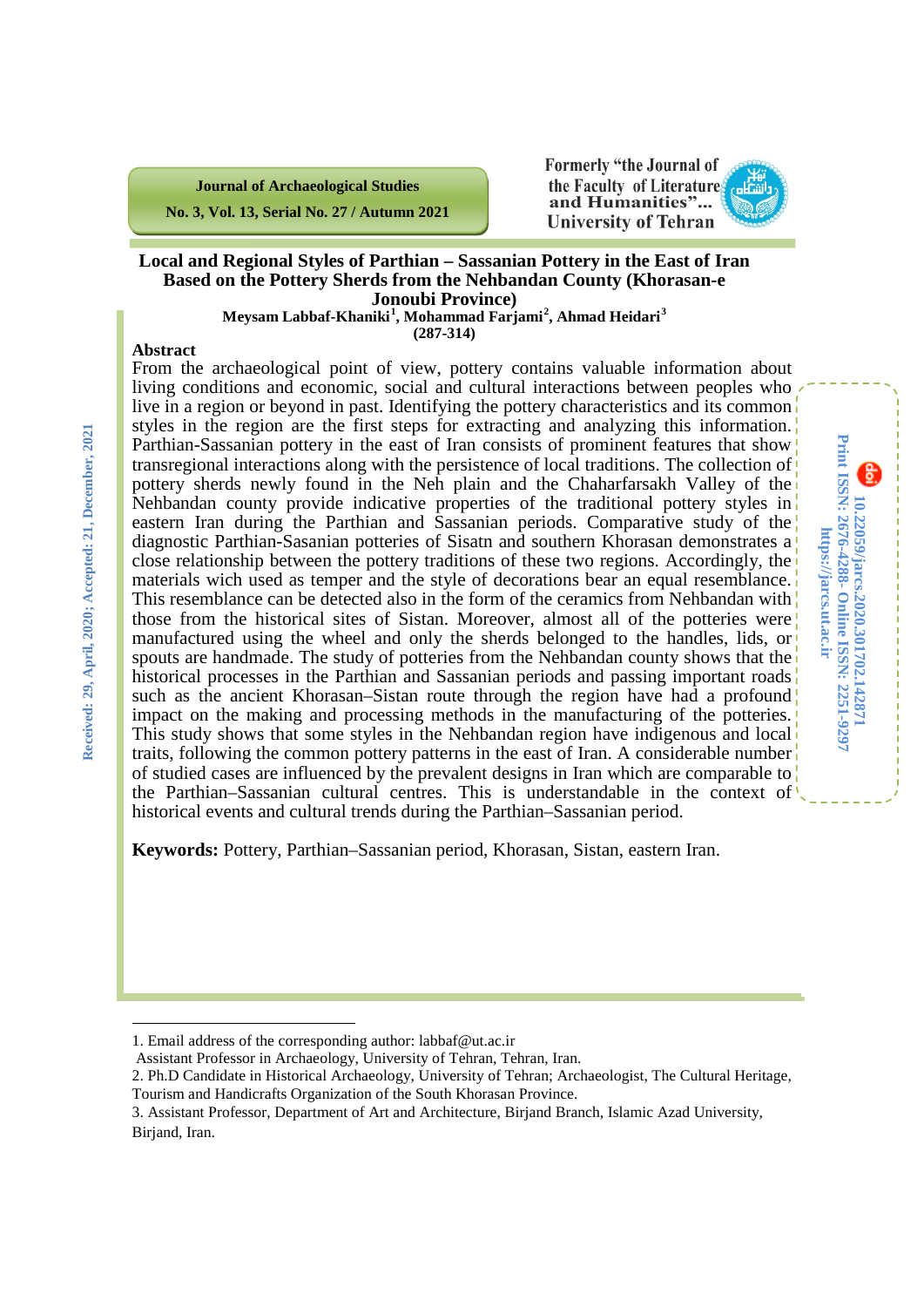Journal of Archaeological Studies

No. 3, Vol. 13, Serial No. 27 / Autumn 2021

Formerly "the Journal of the Faculty of Literature and Humanities"... University of Tehran

# Local and Regional Styles of Parthian – Sassanian Pottery in the East of Iran Based on the Pottery Sherds from the Nehbandan County (Khorasan-e Jonoubi Province)

**Meysam Labbaf-Khaniki[1], Mohammad Farjami[2], Ahmad Heidari[3]**

**(287-314)**

Received: 29, April, 2020; Accepted: 21, December, 2021

10.22059/jarcs.2020.301702.142871

Print ISSN: 2676-4288- Online ISSN: 2251-9297

https://jarcs.ut.ac.ir

## Abstract

From the archaeological point of view, pottery contains valuable information about living conditions and economic, social and cultural interactions between peoples who live in a region or beyond in past. Identifying the pottery characteristics and its common styles in the region are the first steps for extracting and analyzing this information. Parthian-Sassanian pottery in the east of Iran consists of prominent features that show transregional interactions along with the persistence of local traditions. The collection of pottery sherds newly found in the Neh plain and the Chaharfarsakh Valley of the Nehbandan county provide indicative properties of the traditional pottery styles in eastern Iran during the Parthian and Sassanian periods. Comparative study of the diagnostic Parthian-Sasanian potteries of Sisatn and southern Khorasan demonstrates a close relationship between the pottery traditions of these two regions. Accordingly, the materials wich used as temper and the style of decorations bear an equal resemblance. This resemblance can be detected also in the form of the ceramics from Nehbandan with those from the historical sites of Sistan. Moreover, almost all of the potteries were manufactured using the wheel and only the sherds belonged to the handles, lids, or spouts are handmade. The study of potteries from the Nehbandan county shows that the historical processes in the Parthian and Sassanian periods and passing important roads such as the ancient Khorasan–Sistan route through the region have had a profound impact on the making and processing methods in the manufacting of the potteries. This study shows that some styles in the Nehbandan region have indigenous and local traits, following the common pottery patterns in the east of Iran. A considerable number of studied cases are influenced by the prevalent designs in Iran which are comparable to the Parthian–Sassanian cultural centres. This is understandable in the context of historical events and cultural trends during the Parthian–Sassanian period.

**Keywords:** Pottery, Parthian–Sassanian period, Khorasan, Sistan, eastern Iran.

---

1. Email address of the corresponding author: labbaf@ut.ac.ir
 Assistant Professor in Archaeology, University of Tehran, Tehran, Iran.
2. Ph.D Candidate in Historical Archaeology, University of Tehran; Archaeologist, The Cultural Heritage, Tourism and Handicrafts Organization of the South Khorasan Province.
3. Assistant Professor, Department of Art and Architecture, Birjand Branch, Islamic Azad University, Birjand, Iran.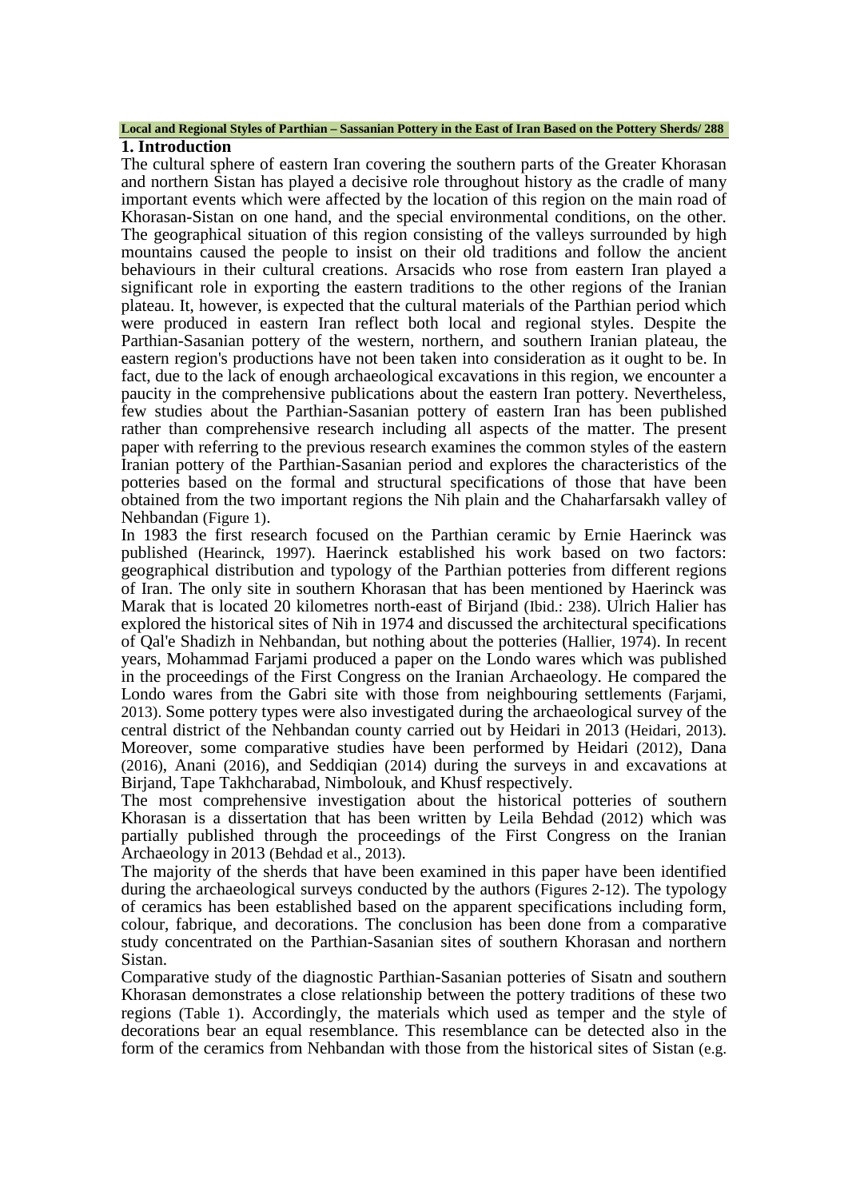## 1. Introduction

The cultural sphere of eastern Iran covering the southern parts of the Greater Khorasan and northern Sistan has played a decisive role throughout history as the cradle of many important events which were affected by the location of this region on the main road of Khorasan-Sistan on one hand, and the special environmental conditions, on the other. The geographical situation of this region consisting of the valleys surrounded by high mountains caused the people to insist on their old traditions and follow the ancient behaviours in their cultural creations. Arsacids who rose from eastern Iran played a significant role in exporting the eastern traditions to the other regions of the Iranian plateau. It, however, is expected that the cultural materials of the Parthian period which were produced in eastern Iran reflect both local and regional styles. Despite the Parthian-Sasanian pottery of the western, northern, and southern Iranian plateau, the eastern region's productions have not been taken into consideration as it ought to be. In fact, due to the lack of enough archaeological excavations in this region, we encounter a paucity in the comprehensive publications about the eastern Iran pottery. Nevertheless, few studies about the Parthian-Sasanian pottery of eastern Iran has been published rather than comprehensive research including all aspects of the matter. The present paper with referring to the previous research examines the common styles of the eastern Iranian pottery of the Parthian-Sasanian period and explores the characteristics of the potteries based on the formal and structural specifications of those that have been obtained from the two important regions the Nih plain and the Chaharfarsakh valley of Nehbandan (Figure 1).

In 1983 the first research focused on the Parthian ceramic by Ernie Haerinck was published (Hearinck, 1997). Haerinck established his work based on two factors: geographical distribution and typology of the Parthian potteries from different regions of Iran. The only site in southern Khorasan that has been mentioned by Haerinck was Marak that is located 20 kilometres north-east of Birjand (Ibid.: 238). Ulrich Halier has explored the historical sites of Nih in 1974 and discussed the architectural specifications of Qal'e Shadizh in Nehbandan, but nothing about the potteries (Hallier, 1974). In recent years, Mohammad Farjami produced a paper on the Londo wares which was published in the proceedings of the First Congress on the Iranian Archaeology. He compared the Londo wares from the Gabri site with those from neighbouring settlements (Farjami, 2013). Some pottery types were also investigated during the archaeological survey of the central district of the Nehbandan county carried out by Heidari in 2013 (Heidari, 2013). Moreover, some comparative studies have been performed by Heidari (2012), Dana (2016), Anani (2016), and Seddiqian (2014) during the surveys in and excavations at Birjand, Tape Takhcharabad, Nimbolouk, and Khusf respectively.

The most comprehensive investigation about the historical potteries of southern Khorasan is a dissertation that has been written by Leila Behdad (2012) which was partially published through the proceedings of the First Congress on the Iranian Archaeology in 2013 (Behdad et al., 2013).

The majority of the sherds that have been examined in this paper have been identified during the archaeological surveys conducted by the authors (Figures 2-12). The typology of ceramics has been established based on the apparent specifications including form, colour, fabrique, and decorations. The conclusion has been done from a comparative study concentrated on the Parthian-Sasanian sites of southern Khorasan and northern Sistan.

Comparative study of the diagnostic Parthian-Sasanian potteries of Sisatn and southern Khorasan demonstrates a close relationship between the pottery traditions of these two regions (Table 1). Accordingly, the materials which used as temper and the style of decorations bear an equal resemblance. This resemblance can be detected also in the form of the ceramics from Nehbandan with those from the historical sites of Sistan (e.g.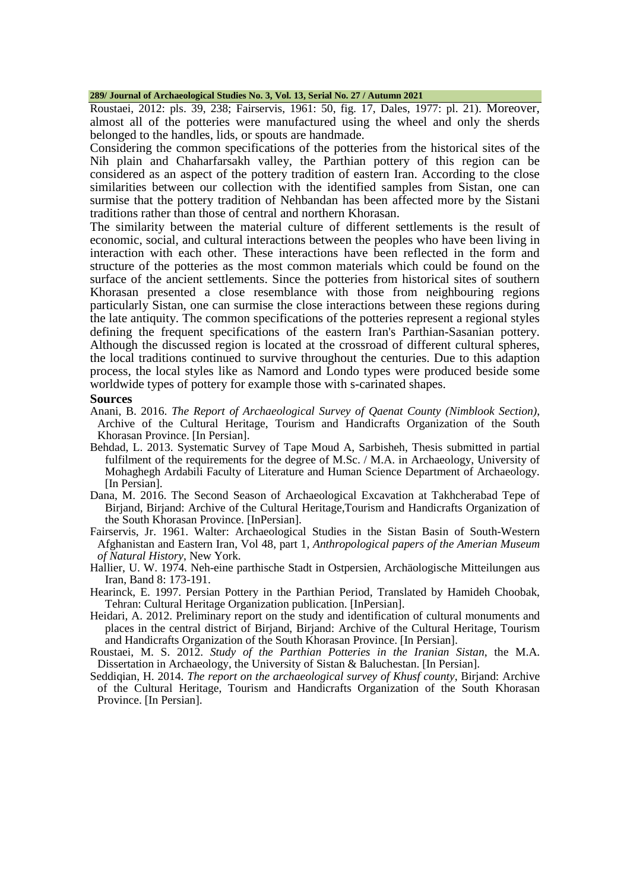Roustaei, 2012: pls. 39, 238; Fairservis, 1961: 50, fig. 17, Dales, 1977: pl. 21). Moreover, almost all of the potteries were manufactured using the wheel and only the sherds belonged to the handles, lids, or spouts are handmade.

Considering the common specifications of the potteries from the historical sites of the Nih plain and Chaharfarsakh valley, the Parthian pottery of this region can be considered as an aspect of the pottery tradition of eastern Iran. According to the close similarities between our collection with the identified samples from Sistan, one can surmise that the pottery tradition of Nehbandan has been affected more by the Sistani traditions rather than those of central and northern Khorasan.

The similarity between the material culture of different settlements is the result of economic, social, and cultural interactions between the peoples who have been living in interaction with each other. These interactions have been reflected in the form and structure of the potteries as the most common materials which could be found on the surface of the ancient settlements. Since the potteries from historical sites of southern Khorasan presented a close resemblance with those from neighbouring regions particularly Sistan, one can surmise the close interactions between these regions during the late antiquity. The common specifications of the potteries represent a regional styles defining the frequent specifications of the eastern Iran's Parthian-Sasanian pottery. Although the discussed region is located at the crossroad of different cultural spheres, the local traditions continued to survive throughout the centuries. Due to this adaption process, the local styles like as Namord and Londo types were produced beside some worldwide types of pottery for example those with s-carinated shapes.

## Sources

Anani, B. 2016. *The Report of Archaeological Survey of Qaenat County (Nimblook Section)*, Archive of the Cultural Heritage, Tourism and Handicrafts Organization of the South Khorasan Province. [In Persian].

Behdad, L. 2013. Systematic Survey of Tape Moud A, Sarbisheh, Thesis submitted in partial fulfilment of the requirements for the degree of M.Sc. / M.A. in Archaeology, University of Mohaghegh Ardabili Faculty of Literature and Human Science Department of Archaeology. [In Persian].

Dana, M. 2016. The Second Season of Archaeological Excavation at Takhcherabad Tepe of Birjand, Birjand: Archive of the Cultural Heritage,Tourism and Handicrafts Organization of the South Khorasan Province. [InPersian].

Fairservis, Jr. 1961. Walter: Archaeological Studies in the Sistan Basin of South-Western Afghanistan and Eastern Iran, Vol 48, part 1, *Anthropological papers of the Amerian Museum of Natural History*, New York.

Hallier, U. W. 1974. Neh-eine parthische Stadt in Ostpersien, Archäologische Mitteilungen aus Iran, Band 8: 173-191.

Hearinck, E. 1997. Persian Pottery in the Parthian Period, Translated by Hamideh Choobak, Tehran: Cultural Heritage Organization publication. [InPersian].

Heidari, A. 2012. Preliminary report on the study and identification of cultural monuments and places in the central district of Birjand, Birjand: Archive of the Cultural Heritage, Tourism and Handicrafts Organization of the South Khorasan Province. [In Persian].

Roustaei, M. S. 2012. *Study of the Parthian Potteries in the Iranian Sistan*, the M.A. Dissertation in Archaeology, the University of Sistan & Baluchestan. [In Persian].

Seddiqian, H. 2014. *The report on the archaeological survey of Khusf county*, Birjand: Archive of the Cultural Heritage, Tourism and Handicrafts Organization of the South Khorasan Province. [In Persian].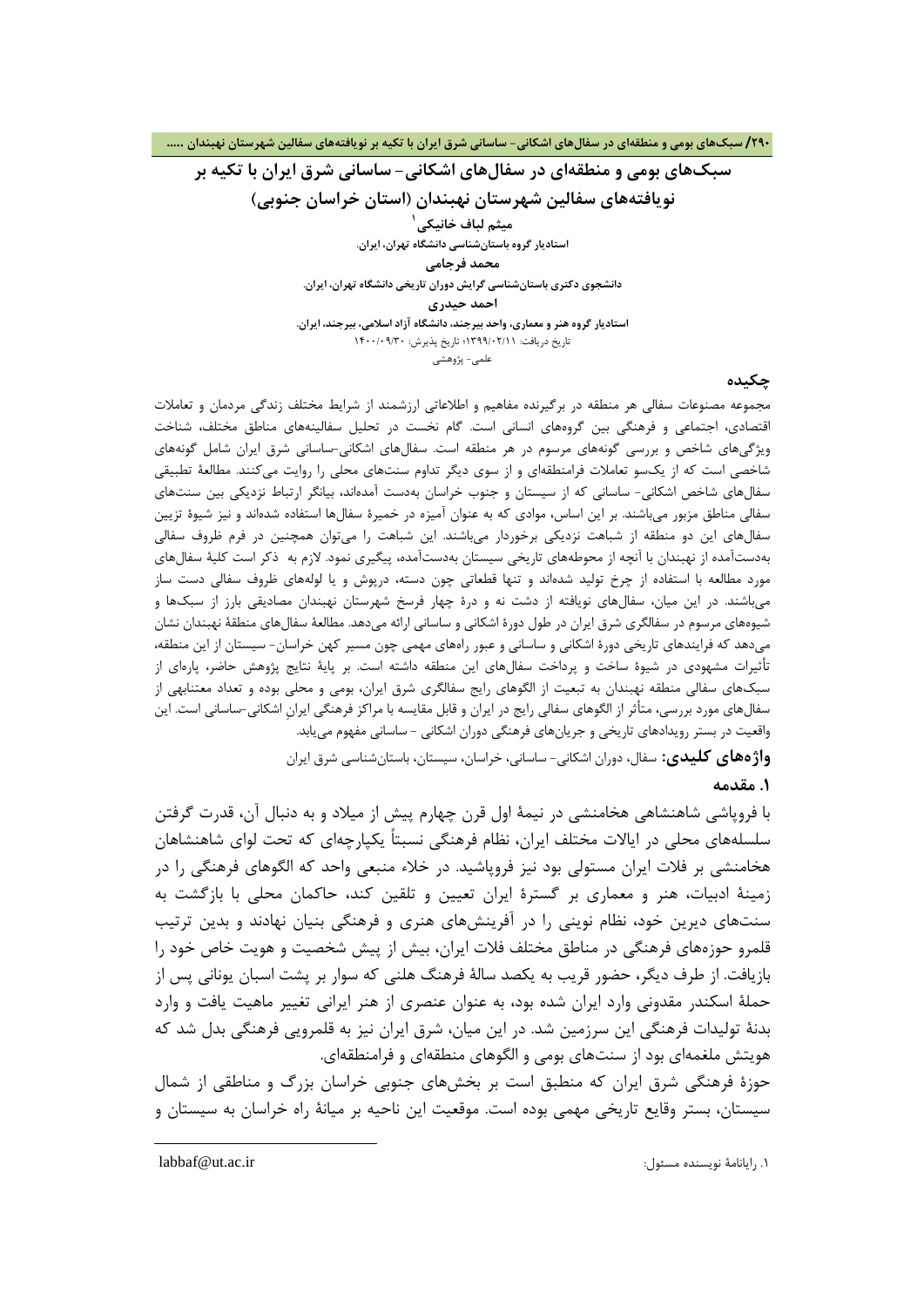# سبک‌های بومی و منطقه‌ای در سفال‌های اشکانی- ساسانی شرق ایران با تکیه بر نویافته‌های سفالین شهرستان نهبندان (استان خراسان جنوبی)

**میثم لباف خانیکی**[1]

استادیار گروه باستان‌شناسی دانشگاه تهران، ایران.

**محمد فرجامی**

دانشجوی دکتری باستان‌شناسی گرایش دوران تاریخی دانشگاه تهران، ایران.

**احمد حیدری**

استادیار گروه هنر و معماری، واحد بیرجند، دانشگاه آزاد اسلامی، بیرجند، ایران.

تاریخ دریافت: ۱۳۹۹/۰۲/۱۱؛ تاریخ پذیرش: ۱۴۰۰/۰۹/۳۰

علمی- پژوهشی

## چکیده

مجموعه مصنوعات سفالی هر منطقه در برگیرنده مفاهیم و اطلاعاتی ارزشمند از شرایط مختلف زندگی مردمان و تعاملات اقتصادی، اجتماعی و فرهنگی بین گروه‌های انسانی است. گام نخست در تحلیل سفالینه‌های مناطق مختلف، شناخت ویژگی‌های شاخص و بررسی گونه‌های مرسوم در هر منطقه است. سفال‌های اشکانی-ساسانی شرق ایران شامل گونه‌های شاخصی است که از یک‌سو تعاملات فرامنطقه‌ای و از سوی دیگر تداوم سنت‌های محلی را روایت می‌کنند. مطالعهٔ تطبیقی سفال‌های شاخص اشکانی- ساسانی که از سیستان و جنوب خراسان به‌دست آمده‌اند، بیانگر ارتباط نزدیکی بین سنت‌های سفالی مناطق مزبور می‌باشند. بر این اساس، موادی که به عنوان آمیزه در خمیرهٔ سفال‌ها استفاده شده‌اند و نیز شیوهٔ تزیین سفال‌های این دو منطقه از شباهت نزدیکی برخوردار می‌باشند. این شباهت را می‌توان همچنین در فرم ظروف سفالی به‌دست‌آمده از نهبندان با آنچه از محوطه‌های تاریخی سیستان به‌دست‌آمده، پیگیری نمود. لازم به ذکر است کلیهٔ سفال‌های مورد مطالعه با استفاده از چرخ تولید شده‌اند و تنها قطعاتی چون دسته، درپوش و یا لوله‌های ظروف سفالی دست ساز می‌باشند. در این میان، سفال‌های نویافته از دشت نه و درهٔ چهار فرسخ شهرستان نهبندان مصادیقی بارز از سبک‌ها و شیوه‌های مرسوم در سفالگری شرق ایران در طول دورهٔ اشکانی و ساسانی ارائه می‌دهد. مطالعهٔ سفال‌های منطقهٔ نهبندان نشان می‌دهد که فرایندهای تاریخی دورهٔ اشکانی و ساسانی و عبور راه‌های مهمی چون مسیر کهن خراسان- سیستان از این منطقه، تأثیرات مشهودی در شیوهٔ ساخت و پرداخت سفال‌های این منطقه داشته است. بر پایهٔ نتایج پژوهش حاضر، پاره‌ای از سبک‌های سفالی منطقه نهبندان به تبعیت از الگوهای رایج سفالگری شرق ایران، بومی و محلی بوده و تعداد معتنابهی از سفال‌های مورد بررسی، متأثر از الگوهای سفالی رایج در ایران و قابل مقایسه با مراکز فرهنگی ایرانِ اشکانی-ساسانی است. این واقعیت در بستر رویدادهای تاریخی و جریان‌های فرهنگی دوران اشکانی - ساسانی مفهوم می‌یابد.

**واژه‌های کلیدی:** سفال، دوران اشکانی- ساسانی، خراسان، سیستان، باستان‌شناسی شرق ایران

## ۱. مقدمه

با فروپاشی شاهنشاهی هخامنشی در نیمهٔ اول قرن چهارم پیش از میلاد و به دنبال آن، قدرت گرفتن سلسله‌های محلی در ایالات مختلف ایران، نظام فرهنگی نسبتاً یکپارچه‌ای که تحت لوای شاهنشاهان هخامنشی بر فلات ایران مستولی بود نیز فروپاشید. در خلاء منبعی واحد که الگوهای فرهنگی را در زمینهٔ ادبیات، هنر و معماری بر گسترهٔ ایران تعیین و تلقین کند، حاکمان محلی با بازگشت به سنت‌های دیرین خود، نظام نوینی را در آفرینش‌های هنری و فرهنگی بنیان نهادند و بدین ترتیب قلمرو حوزه‌های فرهنگی در مناطق مختلف فلات ایران، بیش از پیش شخصیت و هویت خاص خود را بازیافت. از طرف دیگر، حضور قریب به یکصد سالهٔ فرهنگ هلنی که سوار بر پشت اسبان یونانی پس از حملهٔ اسکندر مقدونی وارد ایران شده بود، به عنوان عنصری از هنر ایرانی تغییر ماهیت یافت و وارد بدنهٔ تولیدات فرهنگی این سرزمین شد. در این میان، شرق ایران نیز به قلمرویی فرهنگی بدل شد که هویتش ملغمه‌ای بود از سنت‌های بومی و الگوهای منطقه‌ای و فرامنطقه‌ای.

حوزهٔ فرهنگی شرق ایران که منطبق است بر بخش‌های جنوبی خراسان بزرگ و مناطقی از شمال سیستان، بستر وقایع تاریخی مهمی بوده است. موقعیت این ناحیه بر میانهٔ راه خراسان به سیستان و

---

۱. رایانامهٔ نویسنده مسئول: labbaf@ut.ac.ir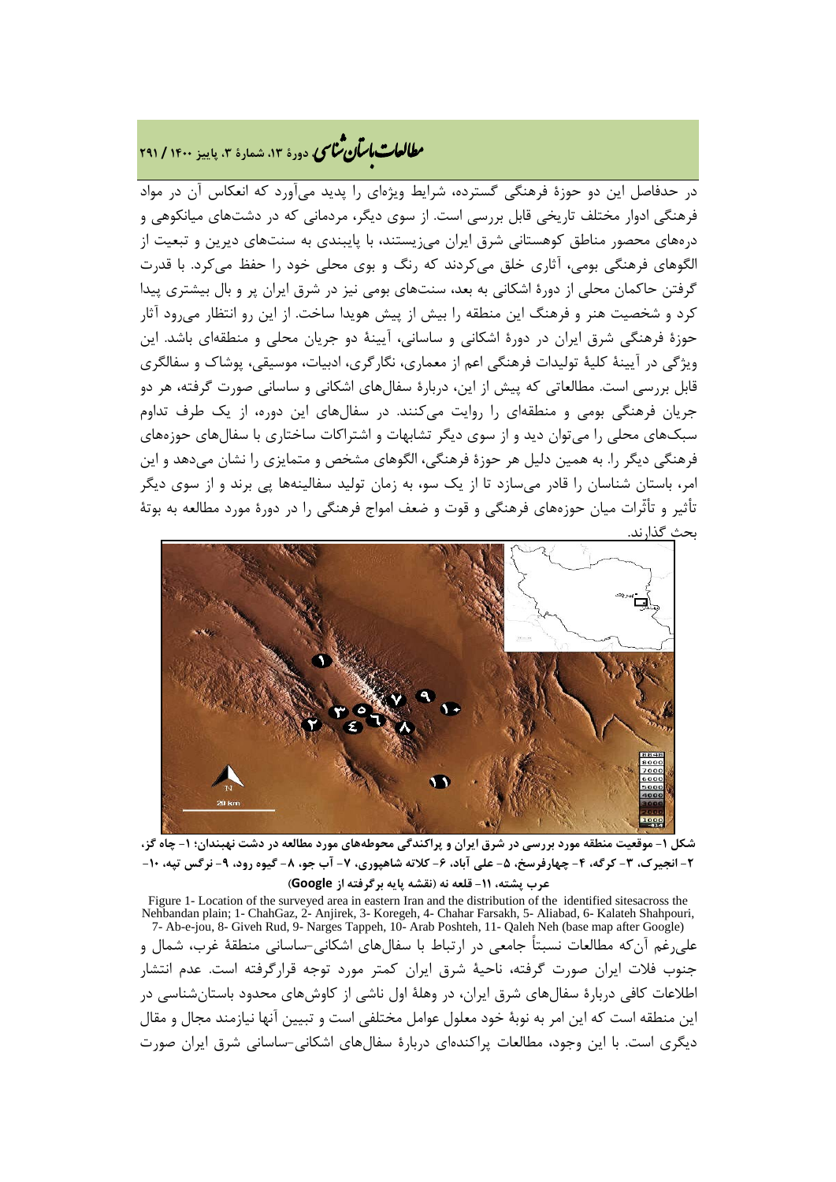در حدفاصل این دو حوزۀ فرهنگی گسترده، شرایط ویژه‌ای را پدید می‌آورد که انعکاس آن در مواد فرهنگی ادوار مختلف تاریخی قابل بررسی است. از سوی دیگر، مردمانی که در دشت‌های میانکوهی و دره‌های محصور مناطق کوهستانی شرق ایران می‌زیستند، با پایبندی به سنت‌های دیرین و تبعیت از الگوهای فرهنگی بومی، آثاری خلق می‌کردند که رنگ و بوی محلی خود را حفظ می‌کرد. با قدرت گرفتن حاکمان محلی از دورۀ اشکانی به بعد، سنت‌های بومی نیز در شرق ایران پر و بال بیشتری پیدا کرد و شخصیت هنر و فرهنگ این منطقه را بیش از پیش هویدا ساخت. از این رو انتظار می‌رود آثار حوزۀ فرهنگی شرق ایران در دورۀ اشکانی و ساسانی، آیینۀ دو جریان محلی و منطقه‌ای باشد. این ویژگی در آیینۀ کلیۀ تولیدات فرهنگی اعم از معماری، نگارگری، ادبیات، موسیقی، پوشاک و سفالگری قابل بررسی است. مطالعاتی که پیش از این، دربارۀ سفال‌های اشکانی و ساسانی صورت گرفته، هر دو جریان فرهنگی بومی و منطقه‌ای را روایت می‌کنند. در سفال‌های این دوره، از یک طرف تداوم سبک‌های محلی را می‌توان دید و از سوی دیگر تشابهات و اشتراکات ساختاری با سفال‌های حوزه‌های فرهنگی دیگر را. به همین دلیل هر حوزۀ فرهنگی، الگوهای مشخص و متمایزی را نشان می‌دهد و این امر، باستان شناسان را قادر می‌سازد تا از یک سو، به زمان تولید سفالینه‌ها پی برند و از سوی دیگر تأثیر و تأثّرات میان حوزه‌های فرهنگی و قوت و ضعف امواج فرهنگی را در دورۀ مورد مطالعه به بوتۀ بحث گذارند.

**شکل ۱- موقعیت منطقه مورد بررسی در شرق ایران و پراکندگی محوطه‌های مورد مطالعه در دشت نهبندان؛ ۱- چاه گز، ۲- انجیرک، ۳- کرگه، ۴- چهارفرسخ، ۵- علی آباد، ۶- کلاته شاهپوری، ۷- آب جو، ۸- گیوه رود، ۹- نرگس تپه، ۱۰- عرب پشته، ۱۱- قلعه نه (نقشه پایه برگرفته از Google)**

Figure 1- Location of the surveyed area in eastern Iran and the distribution of the identified sitesacross the Nehbandan plain; 1- ChahGaz, 2- Anjirek, 3- Koregeh, 4- Chahar Farsakh, 5- Aliabad, 6- Kalateh Shahpouri, 7- Ab-e-jou, 8- Giveh Rud, 9- Narges Tappeh, 10- Arab Poshteh, 11- Qaleh Neh (base map after Google)

علی‌رغم آن‌که مطالعات نسبتاً جامعی در ارتباط با سفال‌های اشکانی-ساسانی منطقۀ غرب، شمال و جنوب فلات ایران صورت گرفته، ناحیۀ شرق ایران کمتر مورد توجه قرارگرفته است. عدم انتشار اطلاعات کافی دربارۀ سفال‌های شرق ایران، در وهلۀ اول ناشی از کاوش‌های محدود باستان‌شناسی در این منطقه است که این امر به نوبۀ خود معلول عوامل مختلفی است و تبیین آنها نیازمند مجال و مقال دیگری است. با این وجود، مطالعات پراکنده‌ای دربارۀ سفال‌های اشکانی-ساسانی شرق ایران صورت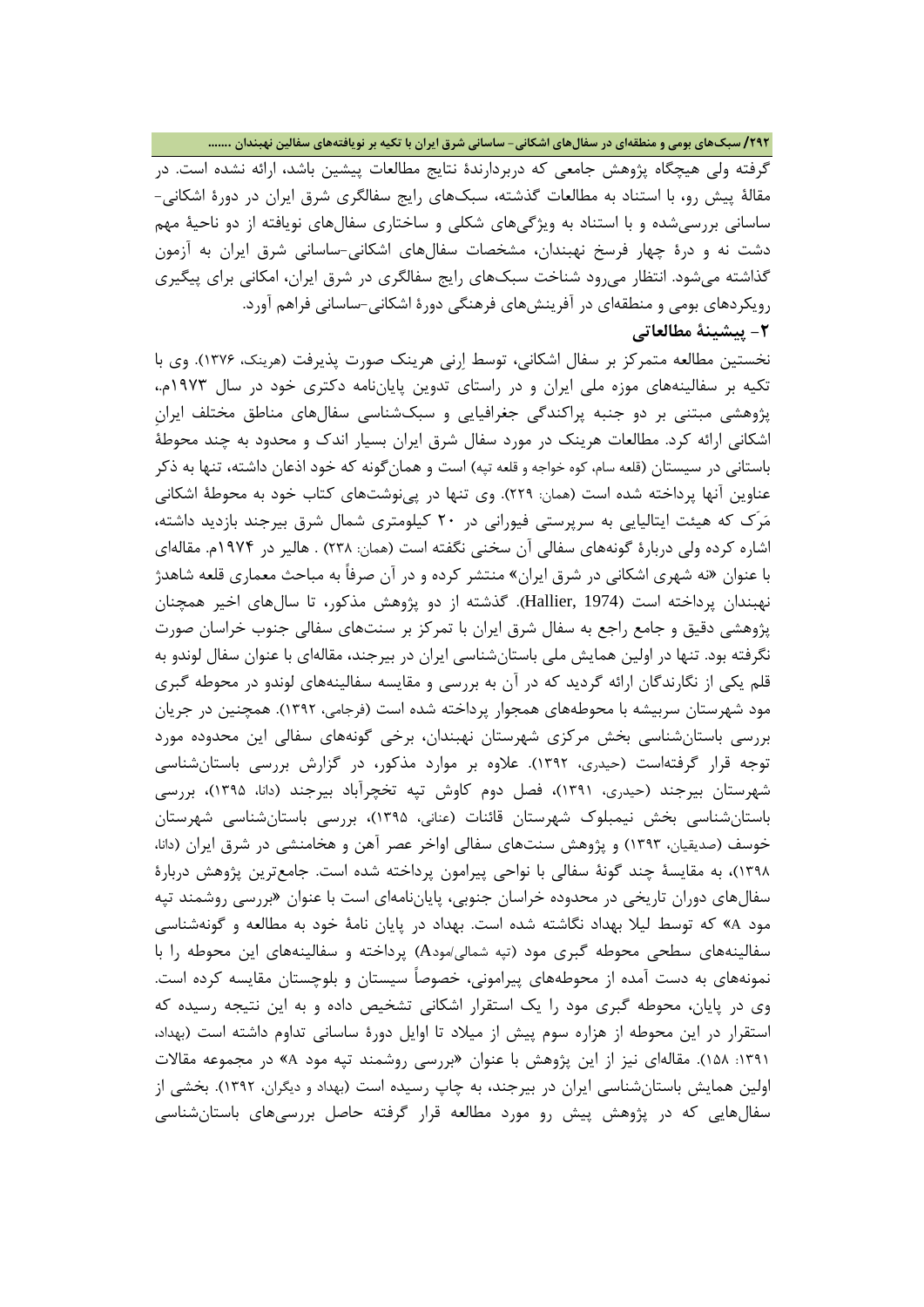گرفته ولی هیچگاه پژوهش جامعی که دربردارندۀ نتایج مطالعات پیشین باشد، ارائه نشده است. در مقالۀ پیش رو، با استناد به مطالعات گذشته، سبک‌های رایج سفالگری شرق ایران در دورۀ اشکانی-ساسانی بررسی‌شده و با استناد به ویژگی‌های شکلی و ساختاری سفال‌های نویافته از دو ناحیۀ مهم دشت نه و درۀ چهار فرسخ نهبندان، مشخصات سفال‌های اشکانی-ساسانی شرق ایران به آزمون گذاشته می‌شود. انتظار می‌رود شناخت سبک‌های رایج سفالگری در شرق ایران، امکانی برای پیگیری رویکردهای بومی و منطقه‌ای در آفرینش‌های فرهنگی دورۀ اشکانی-ساسانی فراهم آورد.

## ۲- پیشینۀ مطالعاتی

نخستین مطالعه متمرکز بر سفال اشکانی، توسط اِرنی هرینک صورت پذیرفت (هرینک، ۱۳۷۶). وی با تکیه بر سفالینه‌های موزه ملی ایران و در راستای تدوین پایان‌نامه دکتری خود در سال ۱۹۷۳م.، پژوهشی مبتنی بر دو جنبه پراکندگی جغرافیایی و سبک‌شناسی سفال‌های مناطق مختلف ایرانِ اشکانی ارائه کرد. مطالعات هرینک در مورد سفال شرق ایران بسیار اندک و محدود به چند محوطۀ باستانی در سیستان (قلعه سام، کوه خواجه و قلعه تپه) است و همان‌گونه که خود اذعان داشته، تنها به ذکر عناوین آنها پرداخته شده است (همان: ۲۲۹). وی تنها در پی‌نوشت‌های کتاب خود به محوطۀ اشکانی مَرَک که هیئت ایتالیایی به سرپرستی فیورانی در ۲۰ کیلومتری شمال شرق بیرجند بازدید داشته، اشاره کرده ولی دربارۀ گونه‌های سفالی آن سخنی نگفته است (همان: ۲۳۸) . هالیر در ۱۹۷۴م. مقاله‌ای با عنوان «نه شهری اشکانی در شرق ایران» منتشر کرده و در آن صرفاً به مباحث معماری قلعه شاهدژ نهبندان پرداخته است (Hallier, 1974). گذشته از دو پژوهش مذکور، تا سال‌های اخیر همچنان پژوهشی دقیق و جامع راجع به سفال شرق ایران با تمرکز بر سنت‌های سفالی جنوب خراسان صورت نگرفته بود. تنها در اولین همایش ملی باستان‌شناسی ایران در بیرجند، مقاله‌ای با عنوان سفال لوندو به قلم یکی از نگارندگان ارائه گردید که در آن به بررسی و مقایسه سفالینه‌های لوندو در محوطه گبری مود شهرستان سربیشه با محوطه‌های همجوار پرداخته شده است (فرجامی، ۱۳۹۲). همچنین در جریان بررسی باستان‌شناسی بخش مرکزی شهرستان نهبندان، برخی گونه‌های سفالی این محدوده مورد توجه قرار گرفته‌است (حیدری، ۱۳۹۲). علاوه بر موارد مذکور، در گزارش بررسی باستان‌شناسی شهرستان بیرجند (حیدری، ۱۳۹۱)، فصل دوم کاوش تپه تخچرآباد بیرجند (دانا، ۱۳۹۵)، بررسی باستان‌شناسی بخش نیمبلوک شهرستان قائنات (عنانی، ۱۳۹۵)، بررسی باستان‌شناسی شهرستان خوسف (صدیقیان، ۱۳۹۳) و پژوهش سنت‌های سفالی اواخر عصر آهن و هخامنشی در شرق ایران (دانا، ۱۳۹۸)، به مقایسۀ چند گونۀ سفالی با نواحی پیرامون پرداخته شده است. جامع‌ترین پژوهش دربارۀ سفال‌های دوران تاریخی در محدوده خراسان جنوبی، پایان‌نامه‌ای است با عنوان «بررسی روشمند تپه مود A» که توسط لیلا بهداد نگاشته شده است. بهداد در پایان نامۀ خود به مطالعه و گونه‌شناسی سفالینه‌های سطحی محوطه گبری مود (تپه شمالی/مودA) پرداخته و سفالینه‌های این محوطه را با نمونه‌های به دست آمده از محوطه‌های پیرامونی، خصوصاً سیستان و بلوچستان مقایسه کرده است. وی در پایان، محوطه گبری مود را یک استقرار اشکانی تشخیص داده و به این نتیجه رسیده که استقرار در این محوطه از هزاره سوم پیش از میلاد تا اوایل دورۀ ساسانی تداوم داشته است (بهداد، ۱۳۹۱: ۱۵۸). مقاله‌ای نیز از این پژوهش با عنوان «بررسی روشمند تپه مود A» در مجموعه مقالات اولین همایش باستان‌شناسی ایران در بیرجند، به چاپ رسیده است (بهداد و دیگران، ۱۳۹۲). بخشی از سفال‌هایی که در پژوهش پیش رو مورد مطالعه قرار گرفته حاصل بررسی‌های باستان‌شناسی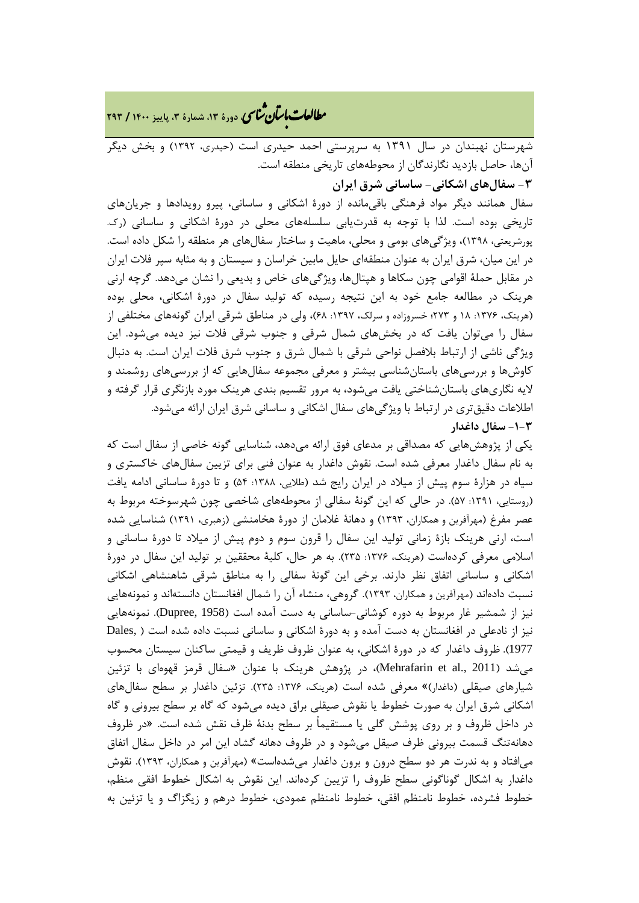شهرستان نهبندان در سال ۱۳۹۱ به سرپرستی احمد حیدری است (حیدری، ۱۳۹۲) و بخش دیگر آن‌ها، حاصل بازدید نگارندگان از محوطه‌های تاریخی منطقه است.

### ۳- سفال‌های اشکانی- ساسانی شرق ایران

سفال همانند دیگر مواد فرهنگی باقی‌مانده از دورهٔ اشکانی و ساسانی، پیرو رویدادها و جریان‌های تاریخی بوده است. لذا با توجه به قدرت‌یابی سلسله‌های محلی در دورهٔ اشکانی و ساسانی (رک. پورشریعتی، ۱۳۹۸)، ویژگی‌های بومی و محلی، ماهیت و ساختار سفال‌های هر منطقه را شکل داده است. در این میان، شرق ایران به عنوان منطقه‌ای حایل مابین خراسان و سیستان و به مثابه سپر فلات ایران در مقابل حملهٔ اقوامی چون سکاها و هپتال‌ها، ویژگی‌های خاص و بدیعی را نشان می‌دهد. گرچه ارنی هرینک در مطالعه جامع خود به این نتیجه رسیده که تولید سفال در دورهٔ اشکانی، محلی بوده (هرینک، ۱۳۷۶: ۱۸ و ۲۷۳؛ خسروزاده و سرلک، ۱۳۹۷: ۶۸)، ولی در مناطق شرقی ایران گونه‌های مختلفی از سفال را می‌توان یافت که در بخش‌های شمال شرقی و جنوب شرقی فلات نیز دیده می‌شود. این ویژگی ناشی از ارتباط بلافصل نواحی شرقی با شمال شرق و جنوب شرق فلات ایران است. به دنبال کاوش‌ها و بررسی‌های باستان‌شناسی بیشتر و معرفی مجموعه سفال‌هایی که از بررسی‌های روشمند و لایه نگاری‌های باستان‌شناختی یافت می‌شود، به مرور تقسیم بندی هرینک مورد بازنگری قرار گرفته و اطلاعات دقیق‌تری در ارتباط با ویژگی‌های سفال اشکانی و ساسانی شرق ایران ارائه می‌شود.

#### ۳-۱- سفال داغدار

یکی از پژوهش‌هایی که مصداقی بر مدعای فوق ارائه می‌دهد، شناسایی گونه خاصی از سفال است که به نام سفال داغدار معرفی شده است. نقوش داغدار به عنوان فنی برای تزیین سفال‌های خاکستری و سیاه در هزارهٔ سوم پیش از میلاد در ایران رایج شد (طلایی، ۱۳۸۸: ۵۴) و تا دورهٔ ساسانی ادامه یافت (روستایی، ۱۳۹۱: ۵۷). در حالی که این گونهٔ سفالی از محوطه‌های شاخصی چون شهرسوخته مربوط به عصر مفرغ (مهرآفرین و همکاران، ۱۳۹۳) و دهانهٔ غلامان از دورهٔ هخامنشی (زهبری، ۱۳۹۱) شناسایی شده است، ارنی هرینک بازهٔ زمانی تولید این سفال را قرون سوم و دوم پیش از میلاد تا دورهٔ ساسانی و اسلامی معرفی کرده‌است (هرینک، ۱۳۷۶: ۲۳۵). به هر حال، کلیهٔ محققین بر تولید این سفال در دورهٔ اشکانی و ساسانی اتفاق نظر دارند. برخی این گونهٔ سفالی را به مناطق شرقی شاهنشاهی اشکانی نسبت داده‌اند (مهرآفرین و همکاران، ۱۳۹۳). گروهی، منشاء آن را شمال افغانستان دانسته‌اند و نمونه‌هایی نیز از شمشیر غار مربوط به دوره کوشانی-ساسانی به دست آمده است (Dupree, 1958). نمونه‌هایی نیز از نادعلی در افغانستان به دست آمده و به دورهٔ اشکانی و ساسانی نسبت داده شده است (Dales, 1977). ظروف داغدار که در دورهٔ اشکانی، به عنوان ظروف ظریف و قیمتی ساکنان سیستان محسوب می‌شد (Mehrafarin et al., 2011)، در پژوهش هرینک با عنوان «سفال قرمز قهوه‌ای با تزئین شیارهای صیقلی (داغدار)» معرفی شده است (هرینک، ۱۳۷۶: ۲۳۵). تزئین داغدار بر سطح سفال‌های اشکانی شرق ایران به صورت خطوط یا نقوش صیقلی براق دیده می‌شود که گاه بر سطح بیرونی و گاه در داخل ظروف و بر روی پوشش گلی یا مستقیماً بر سطح بدنهٔ ظرف نقش شده است. «در ظروف دهانه‌تنگ قسمت بیرونی ظرف صیقل می‌شود و در ظروف دهانه گشاد این امر در داخل سفال اتفاق می‌افتاد و به ندرت هر دو سطح درون و برون داغدار می‌شده‌است» (مهرآفرین و همکاران، ۱۳۹۳). نقوش داغدار به اشکال گوناگونی سطح ظروف را تزیین کرده‌اند. این نقوش به اشکال خطوط افقی منظم، خطوط فشرده، خطوط نامنظم افقی، خطوط نامنظم عمودی، خطوط درهم و زیگزاگ و یا تزئین به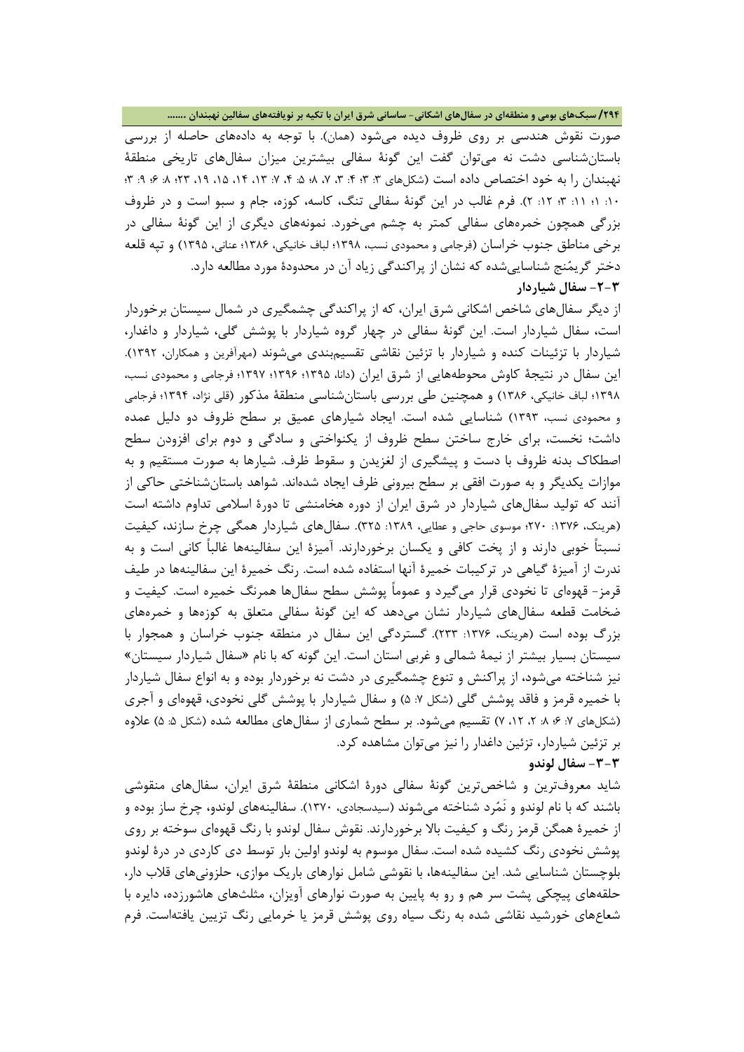صورت نقوش هندسی بر روی ظروف دیده می‌شود (همان). با توجه به داده‌های حاصله از بررسی باستان‌شناسی دشت نه می‌توان گفت این گونۀ سفالی بیشترین میزان سفال‌های تاریخی منطقۀ نهبندان را به خود اختصاص داده است (شکل‌های ۳: ۳؛ ۴: ۳، ۷، ۸؛ ۵: ۴، ۷، ۱۳، ۱۴، ۱۵، ۱۹، ۲۳؛ ۸: ۶؛ ۹: ۳؛ ۱۰: ۱؛ ۱۱: ۳؛ ۱۲: ۲). فرم غالب در این گونۀ سفالی تنگ، کاسه، کوزه، جام و سبو است و در ظروف بزرگی همچون خمره‌های سفالی کمتر به چشم می‌خورد. نمونه‌های دیگری از این گونۀ سفالی در برخی مناطق جنوب خراسان (فرجامی و محمودی نسب، ۱۳۹۸؛ لباف خانیکی، ۱۳۸۶؛ عنانی، ۱۳۹۵) و تپه قلعه دختر گریمَنج شناسایی‌شده که نشان از پراکندگی زیاد آن در محدودۀ مورد مطالعه دارد.

### ۳-۲- سفال شیاردار

از دیگر سفال‌های شاخص اشکانی شرق ایران، که از پراکندگی چشمگیری در شمال سیستان برخوردار است، سفال شیاردار است. این گونۀ سفالی در چهار گروه شیاردار با پوشش گلی، شیاردار و داغدار، شیاردار با تزئینات کنده و شیاردار با تزئین نقاشی تقسیم‌بندی می‌شوند (مهرآفرین و همکاران، ۱۳۹۲). این سفال در نتیجۀ کاوش محوطه‌هایی از شرق ایران (دانا، ۱۳۹۵؛ ۱۳۹۶؛ ۱۳۹۷؛ فرجامی و محمودی نسب، ۱۳۹۸؛ لباف خانیکی، ۱۳۸۶) و همچنین طی بررسی باستان‌شناسی منطقۀ مذکور (قلی نژاد، ۱۳۹۴؛ فرجامی و محمودی نسب، ۱۳۹۳) شناسایی شده است. ایجاد شیارهای عمیق بر سطح ظروف دو دلیل عمده داشت؛ نخست، برای خارج ساختن سطح ظروف از یکنواختی و سادگی و دوم برای افزودن سطح اصطکاک بدنه ظروف با دست و پیشگیری از لغزیدن و سقوط ظرف. شیارها به صورت مستقیم و به موازات یکدیگر و به صورت افقی بر سطح بیرونی ظرف ایجاد شده‌اند. شواهد باستان‌شناختی حاکی از آنند که تولید سفال‌های شیاردار در شرق ایران از دوره هخامنشی تا دورۀ اسلامی تداوم داشته است (هرینک، ۱۳۷۶: ۲۷۰؛ موسوی حاجی و عطایی، ۱۳۸۹: ۳۲۵). سفال‌های شیاردار همگی چرخ سازند، کیفیت نسبتاً خوبی دارند و از پخت کافی و یکسان برخوردارند. آمیزۀ این سفالینه‌ها غالباً کانی است و به ندرت از آمیزۀ گیاهی در ترکیبات خمیرۀ آنها استفاده شده است. رنگ خمیرۀ این سفالینه‌ها در طیف قرمز- قهوه‌ای تا نخودی قرار می‌گیرد و عموماً پوشش سطح سفال‌ها همرنگ خمیره است. کیفیت و ضخامت قطعه سفال‌های شیاردار نشان می‌دهد که این گونۀ سفالی متعلق به کوزه‌ها و خمره‌های بزرگ بوده است (هرینک، ۱۳۷۶: ۲۳۳). گستردگی این سفال در منطقه جنوب خراسان و همجوار با سیستان بسیار بیشتر از نیمۀ شمالی و غربی استان است. این گونه که با نام «سفال شیاردار سیستان» نیز شناخته می‌شود، از پراکنش و تنوع چشمگیری در دشت نه برخوردار بوده و به انواع سفال شیاردار با خمیره قرمز و فاقد پوشش گلی (شکل ۷: ۵) و سفال شیاردار با پوشش گلی نخودی، قهوه‌ای و آجری (شکل‌های ۷: ۶؛ ۸: ۲، ۱۲، ۷) تقسیم می‌شود. بر سطح شماری از سفال‌های مطالعه شده (شکل ۵: ۵) علاوه بر تزئین شیاردار، تزئین داغدار را نیز می‌توان مشاهده کرد.

### ۳-۳- سفال لوندو

شاید معروف‌ترین و شاخص‌ترین گونۀ سفالی دورۀ اشکانی منطقۀ شرق ایران، سفال‌های منقوشی باشند که با نام لوندو و نَمُرد شناخته می‌شوند (سیدسجادی، ۱۳۷۰). سفالینه‌های لوندو، چرخ ساز بوده و از خمیرۀ همگن قرمز رنگ و کیفیت بالا برخوردارند. نقوش سفال لوندو با رنگ قهوه‌ای سوخته بر روی پوشش نخودی رنگ کشیده شده است. سفال موسوم به لوندو اولین بار توسط دی کاردی در درۀ لوندو بلوچستان شناسایی شد. این سفالینه‌ها، با نقوشی شامل نوارهای باریک موازی، حلزونی‌های قلاب دار، حلقه‌های پیچکی پشت سر هم و رو به پایین به صورت نوارهای آویزان، مثلث‌های هاشورزده، دایره با شعاع‌های خورشید نقاشی شده به رنگ سیاه روی پوشش قرمز یا خرمایی رنگ تزیین یافته‌است. فرم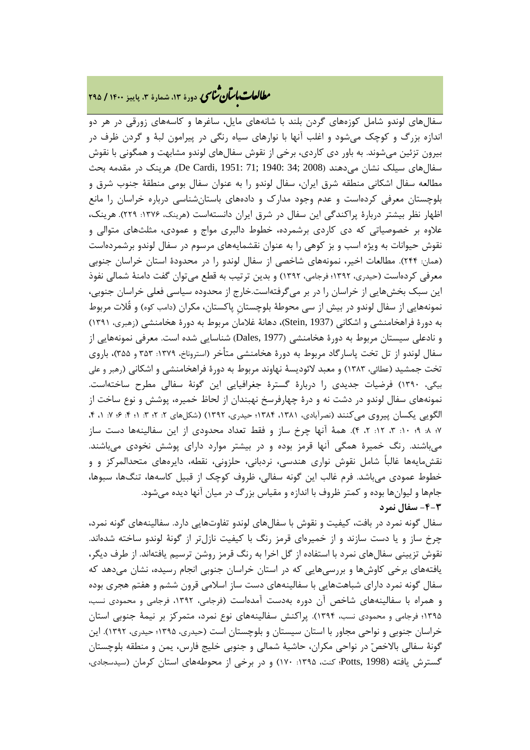سفال‌های لوندو شامل کوزه‌های گردن بلند با شانه‌های مایل، ساغرها و کاسه‌های زورقی در هر دو اندازه بزرگ و کوچک می‌شود و اغلب آنها با نوارهای سیاه رنگی در پیرامون لبهٔ و گردن ظرف در بیرون تزئین می‌شوند. به باور دی کاردی، برخی از نقوش سفال‌های لوندو مشابهت و همگونی با نقوش سفال‌های سیلک نشان می‌دهند (De Cardi, 1951: 71; 1940: 34; 2008). هرینک در مقدمه بحث مطالعه سفال اشکانی منطقه شرق ایران، سفال لوندو را به عنوان سفال بومی منطقهٔ جنوب شرق و بلوچستان معرفی کرده‌است و عدم وجود مدارک و داده‌های باستان‌شناسی درباره خراسان را مانع اظهار نظر بیشتر دربارهٔ پراکندگی این سفال در شرق ایران دانسته‌است (هرینک، ۱۳۷۶: ۲۲۹). هرینک، علاوه بر خصوصیاتی که دی کاردی برشمرده، خطوط دالبری مواج و عمودی، مثلث‌های متوالی و نقوش حیوانات به ویژه اسب و بز کوهی را به عنوان نقشمایه‌های مرسوم در سفال لوندو برشمرده‌است (همان: ۲۴۴). مطالعات اخیر، نمونه‌های شاخصی از سفال لوندو را در محدودهٔ استان خراسان جنوبی معرفی کرده‌است (حیدری، ۱۳۹۲؛ فرجامی، ۱۳۹۲) و بدین ترتیب به قطع می‌توان گفت دامنهٔ شمالی نفوذ این سبک بخش‌هایی از خراسان را در بر می‌گرفته‌است.خارج از محدوده سیاسی فعلی خراسان جنوبی، نمونه‌هایی از سفال لوندو در بیش از سی محوطهٔ بلوچستان پاکستان، مکران (دامب کوه) و قُلات مربوط به دورهٔ فراهخامنشی و اشکانی (Stein, 1937)، دهانهٔ غلامان مربوط به دورهٔ هخامنشی (زهبری، ۱۳۹۱) و نادعلی سیستان مربوط به دورهٔ هخامنشی (Dales, 1977) شناسایی شده است. معرفی نمونه‌هایی از سفال لوندو از تل تخت پاسارگاد مربوط به دورهٔ هخامنشی متأخر (استروناخ، ۱۳۷۹: ۳۵۳ و ۳۵۵)، باروی تخت جمشید (عطائی، ۱۳۸۳) و معبد لائودیسهٔ نهاوند مربوط به دورهٔ فراهخامنشی و اشکانی (رهبر و علی بیگی، ۱۳۹۰) فرضیات جدیدی را دربارهٔ گسترهٔ جغرافیایی این گونهٔ سفالی مطرح ساخته‌است. نمونه‌های سفال لوندو در دشت نه و درهٔ چهارفرسخ نهبندان از لحاظ خمیره، پوشش و نوع ساخت از الگویی یکسان پیروی می‌کنند (نصرآبادی، ۱۳۸۱، ۱۳۸۴؛ حیدری، ۱۳۹۲) (شکل‌های ۲: ۲؛ ۳: ۱؛ ۴: ۶؛ ۷: ۱، ۴، ۷؛ ۸: ۹؛ ۱۰: ۳، ۱۲: ۲، ۴). همهٔ آنها چرخ ساز و فقط تعداد محدودی از این سفالینه‌ها دست ساز می‌باشند. رنگ خمیرهٔ همگی آنها قرمز بوده و در بیشتر موارد دارای پوشش نخودی می‌باشند. نقش‌مایه‌ها غالباً شامل نقوش نواری هندسی، نردبانی، حلزونی، نقطه، دایره‌های متحدالمرکز و و خطوط عمودی می‌باشد. فرم غالب این گونه سفالی، ظروف کوچک از قبیل کاسه‌ها، تنگ‌ها، سبوها، جام‌ها و لیوان‌ها بوده و کمتر ظروف با اندازه و مقیاس بزرگ در میان آنها دیده می‌شود.

### ۳-۴- سفال نمرد

سفال گونه نمرد در بافت، کیفیت و نقوش با سفال‌های لوندو تفاوت‌هایی دارد. سفالینه‌های گونه نمرد، چرخ ساز و یا دست سازند و از خمیره‌ای قرمز رنگ با کیفیت نازل‌تر از گونهٔ لوندو ساخته شده‌اند. نقوش تزیینی سفال‌های نمرد با استفاده از گل اخرا به رنگ قرمز روشن ترسیم یافته‌اند. از طرف دیگر، یافته‌های برخی کاوش‌ها و بررسی‌هایی که در استان خراسان جنوبی انجام رسیده، نشان می‌دهد که سفال گونه نمرد دارای شباهت‌هایی با سفالینه‌های دست ساز اسلامی قرون ششم و هفتم هجری بوده و همراه با سفالینه‌های شاخص آن دوره به‌دست آمده‌است (فرجامی، ۱۳۹۲، فرجامی و محمودی نسب، ۱۳۹۵؛ فرجامی و محمودی نسب، ۱۳۹۴). پراکنش سفالینه‌های نوع نمرد، متمرکز بر نیمهٔ جنوبی استان خراسان جنوبی و نواحی مجاور با استان سیستان و بلوچستان است (حیدری، ۱۳۹۵؛ حیدری، ۱۳۹۲). این گونهٔ سفالی بالاخصّ در نواحی مکران، حاشیهٔ شمالی و جنوبی خلیج فارس، یمن و منطقه بلوچستان گسترش یافته (Potts, 1998؛ کنت، ۱۳۹۵: ۱۷۰) و در برخی از محوطه‌های استان کرمان (سیدسجادی،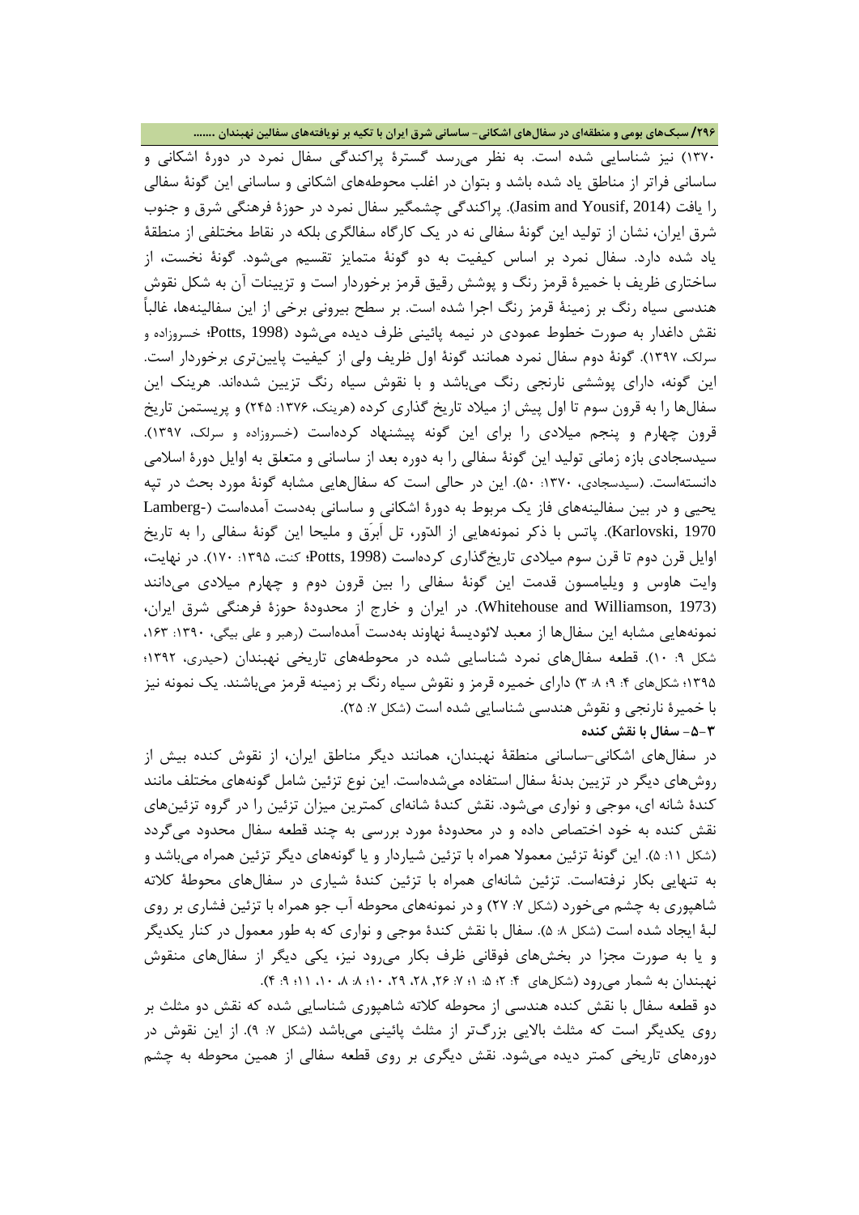۱۳۷۰) نیز شناسایی شده است. به نظر می‌رسد گسترۀ پراکندگی سفال نمرد در دورۀ اشکانی و ساسانی فراتر از مناطق یاد شده باشد و بتوان در اغلب محوطه‌های اشکانی و ساسانی این گونۀ سفالی را یافت (Jasim and Yousif, 2014). پراکندگی چشمگیر سفال نمرد در حوزۀ فرهنگی شرق و جنوب شرق ایران، نشان از تولید این گونۀ سفالی نه در یک کارگاه سفالگری بلکه در نقاط مختلفی از منطقۀ یاد شده دارد. سفال نمرد بر اساس کیفیت به دو گونۀ متمایز تقسیم می‌شود. گونۀ نخست، از ساختاری ظریف با خمیرۀ قرمز رنگ و پوشش رقیق قرمز برخوردار است و تزیینات آن به شکل نقوش هندسی سیاه رنگ بر زمینۀ قرمز رنگ اجرا شده است. بر سطح بیرونی برخی از این سفالینه‌ها، غالباً نقش داغدار به صورت خطوط عمودی در نیمه پائینی ظرف دیده می‌شود (Potts, 1998؛ خسروزاده و سرلک، ۱۳۹۷). گونۀ دوم سفال نمرد همانند گونۀ اول ظریف ولی از کیفیت پایین‌تری برخوردار است. این گونه، دارای پوششی نارنجی رنگ می‌باشد و با نقوش سیاه رنگ تزیین شده‌اند. هرینک این سفال‌ها را به قرون سوم تا اول پیش از میلاد تاریخ گذاری کرده (هرینک، ۱۳۷۶: ۲۴۵) و پریستمن تاریخ قرون چهارم و پنجم میلادی را برای این گونه پیشنهاد کرده‌است (خسروزاده و سرلک، ۱۳۹۷). سیدسجادی بازه زمانی تولید این گونۀ سفالی را به دوره بعد از ساسانی و متعلق به اوایل دورۀ اسلامی دانسته‌است. (سیدسجادی، ۱۳۷۰: ۵۰). این در حالی است که سفال‌هایی مشابه گونۀ مورد بحث در تپه یحیی و در بین سفالینه‌های فاز یک مربوط به دورۀ اشکانی و ساسانی به‌دست آمده‌است (Lamberg-Karlovski, 1970). پاتس با ذکر نمونه‌هایی از الدّور، تل اَبرَق و ملیحا این گونۀ سفالی را به تاریخ اوایل قرن دوم تا قرن سوم میلادی تاریخ‌گذاری کرده‌است (Potts, 1998؛ کنت، ۱۳۹۵: ۱۷۰). در نهایت، وایت هاوس و ویلیامسون قدمت این گونۀ سفالی را بین قرون دوم و چهارم میلادی می‌دانند (Whitehouse and Williamson, 1973). در ایران و خارج از محدودۀ حوزۀ فرهنگی شرق ایران، نمونه‌هایی مشابه این سفال‌ها از معبد لائودیسۀ نهاوند به‌دست آمده‌است (رهبر و علی بیگی، ۱۳۹۰: ۱۶۳، شکل ۹: ۱۰). قطعه سفال‌های نمرد شناسایی شده در محوطه‌های تاریخی نهبندان (حیدری، ۱۳۹۲؛ ۱۳۹۵؛ شکل‌های ۴: ۹؛ ۸: ۳) دارای خمیره قرمز و نقوش سیاه رنگ بر زمینه قرمز می‌باشند. یک نمونه نیز با خمیرۀ نارنجی و نقوش هندسی شناسایی شده است (شکل ۷: ۲۵).

### ۳-۵- سفال با نقش کنده

در سفال‌های اشکانی-ساسانی منطقۀ نهبندان، همانند دیگر مناطق ایران، از نقوش کنده بیش از روش‌های دیگر در تزیین بدنۀ سفال استفاده می‌شده‌است. این نوع تزئین شامل گونه‌های مختلف مانند کندۀ شانه ای، موجی و نواری می‌شود. نقش کندۀ شانه‌ای کمترین میزان تزئین را در گروه تزئین‌های نقش کنده به خود اختصاص داده و در محدودۀ مورد بررسی به چند قطعه سفال محدود می‌گردد (شکل ۱۱: ۵). این گونۀ تزئین معمولا همراه با تزئین شیاردار و یا گونه‌های دیگر تزئین همراه می‌باشد و به تنهایی بکار نرفته‌است. تزئین شانه‌ای همراه با تزئین کندۀ شیاری در سفال‌های محوطۀ کلاته شاهپوری به چشم می‌خورد (شکل ۷: ۲۷) و در نمونه‌های محوطه آب جو همراه با تزئین فشاری بر روی لبۀ ایجاد شده است (شکل ۸: ۵). سفال با نقش کندۀ موجی و نواری که به طور معمول در کنار یکدیگر و یا به صورت مجزا در بخش‌های فوقانی ظرف بکار می‌رود نیز، یکی دیگر از سفال‌های منقوش نهبندان به شمار می‌رود (شکل‌های ۴: ۲؛ ۵: ۱؛ ۷: ۲۶، ۲۸، ۲۹، ۱۰؛ ۸: ۸، ۱۰، ۱۱؛ ۹: ۴).

دو قطعه سفال با نقش کنده هندسی از محوطه کلاته شاهپوری شناسایی شده که نقش دو مثلث بر روی یکدیگر است که مثلث بالایی بزرگ‌تر از مثلث پائینی می‌باشد (شکل ۷: ۹). از این نقوش در دوره‌های تاریخی کمتر دیده می‌شود. نقش دیگری بر روی قطعه سفالی از همین محوطه به چشم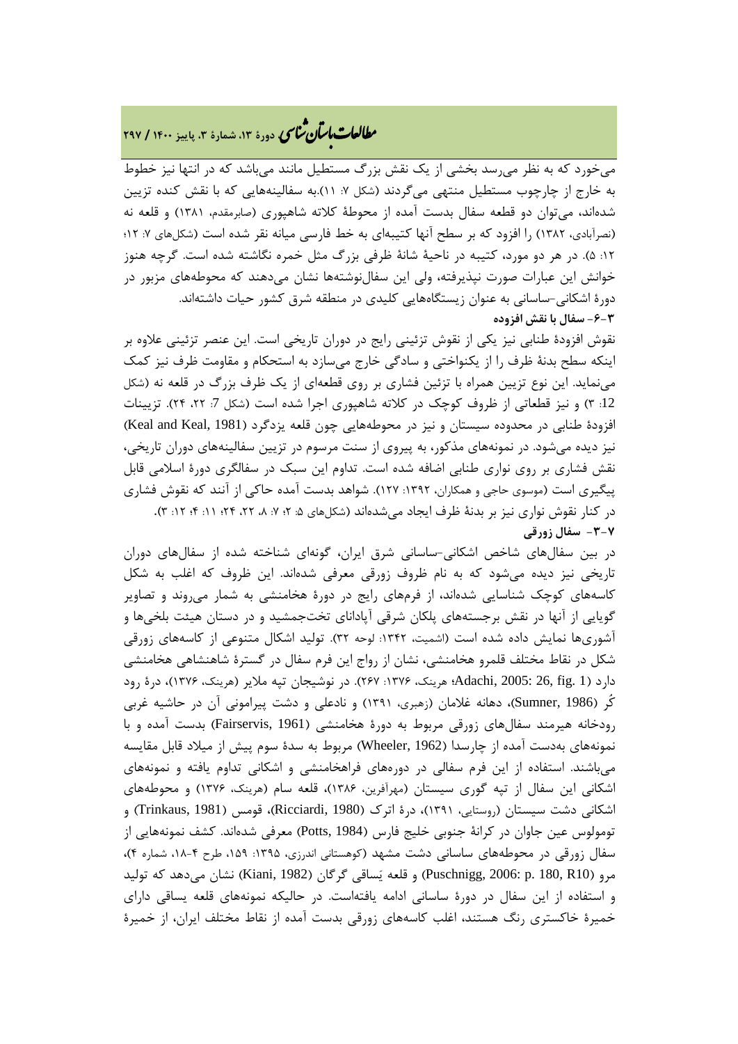می‌خورد که به نظر می‌رسد بخشی از یک نقش بزرگ مستطیل مانند می‌باشد که در انتها نیز خطوط به خارج از چارچوب مستطیل منتهی می‌گردند (شکل ۷: ۱۱).به سفالینه‌هایی که با نقش کنده تزیین شده‌اند، می‌توان دو قطعه سفال بدست آمده از محوطهٔ کلاته شاهپوری (صابرمقدم، ۱۳۸۱) و قلعه نه (نصرآبادی، ۱۳۸۲) را افزود که بر سطح آنها کتیبه‌ای به خط فارسی میانه نقر شده است (شکل‌های ۷: ۱۲؛ ۱۲: ۵). در هر دو مورد، کتیبه در ناحیهٔ شانهٔ ظرفی بزرگ مثل خمره نگاشته شده است. گرچه هنوز خوانش این عبارات صورت نپذیرفته، ولی این سفال‌نوشته‌ها نشان می‌دهند که محوطه‌های مزبور در دورهٔ اشکانی-ساسانی به عنوان زیستگاه‌هایی کلیدی در منطقه شرق کشور حیات داشته‌اند.

**۳-۶- سفال با نقش افزوده**

نقوش افزودهٔ طنابی نیز یکی از نقوش تزئینی رایج در دوران تاریخی است. این عنصر تزئینی علاوه بر اینکه سطح بدنهٔ ظرف را از یکنواختی و سادگی خارج می‌سازد به استحکام و مقاومت ظرف نیز کمک می‌نماید. این نوع تزیین همراه با تزئین فشاری بر روی قطعه‌ای از یک ظرف بزرگ در قلعه نه (شکل 12: ۳) و نیز قطعاتی از ظروف کوچک در کلاته شاهپوری اجرا شده است (شکل 7: ۲۲، ۲۴). تزیینات افزودهٔ طنابی در محدوده سیستان و نیز در محوطه‌هایی چون قلعه یزدگرد (Keal and Keal, 1981) نیز دیده می‌شود. در نمونه‌های مذکور، به پیروی از سنت مرسوم در تزیین سفالینه‌های دوران تاریخی، نقش فشاری بر روی نواری طنابی اضافه شده است. تداوم این سبک در سفالگری دورهٔ اسلامی قابل پیگیری است (موسوی حاجی و همکاران، ۱۳۹۲: ۱۲۷). شواهد بدست آمده حاکی از آنند که نقوش فشاری در کنار نقوش نواری نیز بر بدنهٔ ظرف ایجاد می‌شده‌اند (شکل‌های ۵: ۲؛ ۷: ۸، ۲۲، ۲۴؛ ۱۱: ۴؛ ۱۲: ۳).

**۳-۷- سفال زورقی**

در بین سفال‌های شاخص اشکانی-ساسانی شرق ایران، گونه‌ای شناخته شده از سفال‌های دوران تاریخی نیز دیده می‌شود که به نام ظروف زورقی معرفی شده‌اند. این ظروف که اغلب به شکل کاسه‌های کوچک شناسایی شده‌اند، از فرم‌های رایج در دورهٔ هخامنشی به شمار می‌روند و تصاویر گویایی از آنها در نقش برجسته‌های پلکان شرقی آپادانای تخت‌جمشید و در دستان هیئت بلخی‌ها و آشوری‌ها نمایش داده شده است (اشمیت، ۱۳۴۲: لوحه ۳۲). تولید اشکال متنوعی از کاسه‌های زورقی شکل در نقاط مختلف قلمرو هخامنشی، نشان از رواج این فرم سفال در گسترهٔ شاهنشاهی هخامنشی دارد (Adachi, 2005: 26, fig. 1؛ هرینک، ۱۳۷۶: ۲۶۷). در نوشیجان تپه ملایر (هرینک، ۱۳۷۶)، درهٔ رود کُر (Sumner, 1986)، دهانه غلامان (زهبری، ۱۳۹۱) و نادعلی و دشت پیرامونی آن در حاشیه غربی رودخانه هیرمند سفال‌های زورقی مربوط به دورهٔ هخامنشی (Fairservis, 1961) بدست آمده و با نمونه‌های به‌دست آمده از چارسدا (Wheeler, 1962) مربوط به سدهٔ سوم پیش از میلاد قابل مقایسه می‌باشند. استفاده از این فرم سفالی در دوره‌های فراهخامنشی و اشکانی تداوم یافته و نمونه‌های اشکانی این سفال از تپه گوری سیستان (مهرآفرین، ۱۳۸۶)، قلعه سام (هرینک، ۱۳۷۶) و محوطه‌های اشکانی دشت سیستان (روستایی، ۱۳۹۱)، درهٔ اترک (Ricciardi, 1980)، قومس (Trinkaus, 1981) و تومولوس عین جاوان در کرانهٔ جنوبی خلیج فارس (Potts, 1984) معرفی شده‌اند. کشف نمونه‌هایی از سفال زورقی در محوطه‌های ساسانی دشت مشهد (کوهستانی اندرزی، ۱۳۹۵: ۱۵۹، طرح ۴-۱۸، شماره ۴)، مرو (Puschnigg, 2006: p. 180, R10) و قلعه یَساقی گرگان (Kiani, 1982) نشان می‌دهد که تولید و استفاده از این سفال در دورهٔ ساسانی ادامه یافته‌است. در حالیکه نمونه‌های قلعه یساقی دارای خمیرهٔ خاکستری رنگ هستند، اغلب کاسه‌های زورقی بدست آمده از نقاط مختلف ایران، از خمیرهٔ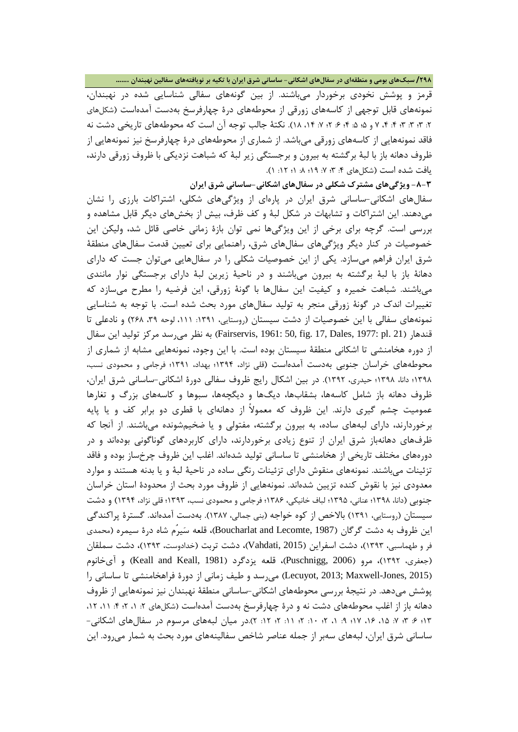قرمز و پوشش نخودی برخوردار می‌باشند. از بین گونه‌های سفالی شناسایی شده در نهبندان، نمونه‌های قابل توجهی از کاسه‌های زورقی از محوطه‌های درهٔ چهارفرسخ به‌دست آمده‌است (شکل‌های ۲: ۳؛ ۳: ۴؛ ۴: ۷ و ۵؛ ۵: ۴؛ ۶: ۲؛ ۷: ۱۴، ۱۸). نکتهٔ جالب توجه آن است که محوطه‌های تاریخی دشت نه فاقد نمونه‌هایی از کاسه‌های زورقی می‌باشد. از شماری از محوطه‌های درهٔ چهارفرسخ نیز نمونه‌هایی از ظروف دهانه باز با لبهٔ برگشته به بیرون و برجستگی زیر لبهٔ که شباهت نزدیکی با ظروف زورقی دارند، یافت شده است (شکل‌های ۴: ۳؛ ۷: ۱۹؛ ۸: ۱؛ ۱۲: ۱).

### ۳-۸- ویژگی‌های مشترک شکلی در سفال‌های اشکانی-ساسانی شرق ایران

سفال‌های اشکانی-ساسانی شرق ایران در پاره‌ای از ویژگی‌های شکلی، اشتراکات بارزی را نشان می‌دهند. این اشتراکات و تشابهات در شکل لبهٔ و کف ظرف، بیش از بخش‌های دیگر قابل مشاهده و بررسی است. گرچه برای برخی از این ویژگی‌ها نمی توان بازهٔ زمانی خاصی قائل شد، ولیکن این خصوصیات در کنار دیگر ویژگی‌های سفال‌های شرق، راهنمایی برای تعیین قدمت سفال‌های منطقهٔ شرق ایران فراهم می‌سازد. یکی از این خصوصیات شکلی را در سفال‌هایی می‌توان جست که دارای دهانهٔ باز با لبهٔ برگشته به بیرون می‌باشند و در ناحیهٔ زیرین لبهٔ دارای برجستگی نوار مانندی می‌باشند. شباهت خمیره و کیفیت این سفال‌ها با گونهٔ زورقی، این فرضیه را مطرح می‌سازد که تغییرات اندک در گونهٔ زورقی منجر به تولید سفال‌های مورد بحث شده است. با توجه به شناسایی نمونه‌های سفالی با این خصوصیات از دشت سیستان (روستایی، ۱۳۹۱: ۱۱۱، لوحه ۳۹، ۲۶۸) و نادعلی تا قندهار (Fairservis, 1961: 50, fig. 17, Dales, 1977: pl. 21) به نظر می‌رسد مرکز تولید این سفال از دوره هخامنشی تا اشکانی منطقهٔ سیستان بوده است. با این وجود، نمونه‌هایی مشابه از شماری از محوطه‌های خراسان جنوبی به‌دست آمده‌است (قلی نژاد، ۱۳۹۴؛ بهداد، ۱۳۹۱؛ فرجامی و محمودی نسب، ۱۳۹۸؛ دانا، ۱۳۹۸؛ حیدری، ۱۳۹۲). در بین اشکال رایج ظروف سفالی دورهٔ اشکانی-ساسانی شرق ایران، ظروف دهانه باز شامل کاسه‌ها، بشقاب‌ها، دیگ‌ها و دیگچه‌ها، سبوها و کاسه‌های بزرگ و تغارها عمومیت چشم گیری دارند. این ظروف که معمولاً از دهانه‌ای با قطری دو برابر کف و یا پایه برخوردارند، دارای لبه‌های ساده، به بیرون برگشته، مفتولی و یا ضخیم‌شونده می‌باشند. از آنجا که ظرف‌های دهانه‌باز شرق ایران از تنوع زیادی برخوردارند، دارای کاربردهای گوناگونی بوده‌اند و در دوره‌های مختلف تاریخی از هخامنشی تا ساسانی تولید شده‌اند. اغلب این ظروف چرخ‌ساز بوده و فاقد تزئینات می‌باشند. نمونه‌های منقوش دارای تزئینات رنگی ساده در ناحیهٔ لبهٔ و یا بدنه هستند و موارد معدودی نیز با نقوش کنده تزیین شده‌اند. نمونه‌هایی از ظروف مورد بحث از محدودهٔ استان خراسان جنوبی (دانا، ۱۳۹۸؛ عنانی، ۱۳۹۵؛ لباف خانیکی، ۱۳۸۶؛ فرجامی و محمودی نسب، ۱۳۹۳؛ قلی نژاد، ۱۳۹۴) و دشت سیستان (روستایی، ۱۳۹۱) بالاخص از کوه خواجه (بنی جمالی، ۱۳۸۷). به‌دست آمده‌اند. گسترهٔ پراکندگی این ظروف به دشت گرگان (Boucharlat and Lecomte, 1987)، قلعه سَیرُم شاه درهٔ سیمره (محمدی فر و طهماسبی، ۱۳۹۳)، دشت اسفراین (Vahdati, 2015)، دشت تربت (خدادوست، ۱۳۹۳)، دشت سملقان (جعفری، ۱۳۹۲)، مرو (Puschnigg, 2006)، قلعه یزدگرد (Keall and Keall, 1981) و آی‌خانوم (Lecuyot, 2013; Maxwell-Jones, 2015) می‌رسد و طیف زمانی از دورهٔ فراهخامنشی تا ساسانی را پوشش می‌دهد. در نتیجهٔ بررسی محوطه‌های اشکانی-ساسانی منطقهٔ نهبندان نیز نمونه‌هایی از ظروف دهانه باز از اغلب محوطه‌های دشت نه و درهٔ چهارفرسخ به‌دست آمده‌است (شکل‌های ۲: ۱، ۲؛ ۴: ۱۱، ۱۲، ۱۳؛ ۶: ۳؛ ۷: ۱۵، ۱۶، ۱۷؛ ۹: ۱، ۲؛ ۱۰: ۲؛ ۱۱: ۲؛ ۱۲: ۲).در میان لبه‌های مرسوم در سفال‌های اشکانی-ساسانی شرق ایران، لبه‌های سه‌بر از جمله عناصر شاخص سفالینه‌های مورد بحث به شمار می‌رود. این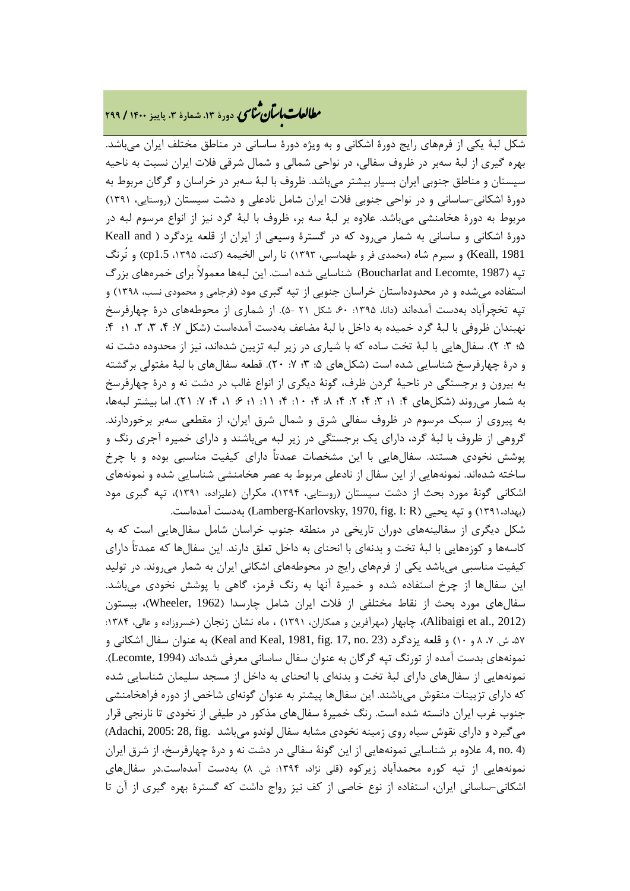شکل لبهٔ یکی از فرم‌های رایج دورهٔ اشکانی و به ویژه دورهٔ ساسانی در مناطق مختلف ایران می‌باشد. بهره گیری از لبهٔ سه‌بر در ظروف سفالی، در نواحی شمالی و شمال شرقی فلات ایران نسبت به ناحیه سیستان و مناطق جنوبی ایران بسیار بیشتر می‌باشد. ظروف با لبهٔ سه‌بر در خراسان و گرگان مربوط به دورهٔ اشکانی-ساسانی و در نواحی جنوبی فلات ایران شامل نادعلی و دشت سیستان (روستایی، ۱۳۹۱) مربوط به دورهٔ هخامنشی می‌باشد. علاوه بر لبهٔ سه بر، ظروف با لبهٔ گرد نیز از انواع مرسوم لبه در دورهٔ اشکانی و ساسانی به شمار می‌رود که در گسترهٔ وسیعی از ایران از قلعه یزدگرد ( Keall and Keall, 1981) و سیرم شاه (محمدی فر و طهماسبی، ۱۳۹۳) تا راس الخیمه (کنت، ۱۳۹۵، cp1.5) و تُرنگ تپه (Boucharlat and Lecomte, 1987) شناسایی شده است. این لبه‌ها معمولاً برای خمره‌های بزرگ استفاده می‌شده و در محدوده‌استان خراسان جنوبی از تپه گبری مود (فرجامی و محمودی نسب، ۱۳۹۸) و تپه تخچرآباد به‌دست آمده‌اند (دانا، ۱۳۹۵: ۶۰، شکل ۲۱ -۵). از شماری از محوطه‌های درهٔ چهارفرسخ نهبندان ظروفی با لبهٔ گرد خمیده به داخل با لبهٔ مضاعف به‌دست آمده‌است (شکل ۷: ۴، ۳، ۲، ۱؛ ۴: ۵؛ ۳: ۲). سفال‌هایی با لبهٔ تخت ساده که با شیاری در زیر لبه تزیین شده‌اند، نیز از محدوده دشت نه و درهٔ چهارفرسخ شناسایی شده است (شکل‌های ۵: ۳؛ ۷: ۲۰). قطعه سفال‌های با لبهٔ مفتولی برگشته به بیرون و برجستگی در ناحیهٔ گردن ظرف، گونهٔ دیگری از انواع غالب در دشت نه و درهٔ چهارفرسخ به شمار می‌روند (شکل‌های ۴: ۱؛ ۳: ۴؛ ۲: ۴؛ ۸: ۴؛ ۱۰: ۴؛ ۱۱: ۱؛ ۶: ۱، ۴؛ ۷: ۲۱). اما بیشتر لبه‌ها، به پیروی از سبک مرسوم در ظروف سفالی شرق و شمال شرق ایران، از مقطعی سه‌بر برخوردارند. گروهی از ظروف با لبهٔ گرد، دارای یک برجستگی در زیر لبه می‌باشند و دارای خمیره آجری رنگ و پوشش نخودی هستند. سفال‌هایی با این مشخصات عمدتاً دارای کیفیت مناسبی بوده و با چرخ ساخته شده‌اند. نمونه‌هایی از نادعلی از این سفال مربوط به عصر هخامنشی شناسایی شده و نمونه‌های اشکانی گونهٔ مورد بحث از دشت سیستان (روستایی، ۱۳۹۴)، مکران (علیزاده، ۱۳۹۱)، تپه گبری مود (بهداد،۱۳۹۱) و تپه یحیی (Lamberg-Karlovsky, 1970, fig. I: R) به‌دست آمده‌است.

شکل دیگری از سفالینه‌های دوران تاریخی در منطقه جنوب خراسان شامل سفال‌هایی است که به کاسه‌ها و کوزه‌هایی با لبهٔ تخت و بدنه‌ای با انحنای به داخل تعلق دارند. این سفال‌ها که عمدتاً دارای کیفیت مناسبی می‌باشد یکی از فرم‌های رایج در محوطه‌های اشکانی ایران به شمار می‌روند. در تولید این سفال‌ها از چرخ استفاده شده و خمیرهٔ آنها به رنگ قرمز، گاهی با پوشش نخودی می‌باشد. سفال‌های مورد بحث از نقاط مختلفی از فلات ایران شامل چارسدا (Wheeler, 1962)، بیستون (Alibaigi et al., 2012)، چابهار (مهرآفرین و همکاران، ۱۳۹۱) ، ماه نشان زنجان (خسروزاده و عالی، ۱۳۸۴: ۵۷، ش. ۷، ۸ و ۱۰) و قلعه یزدگرد (Keal and Keal, 1981, fig. 17, no. 23) به عنوان سفال اشکانی و نمونه‌های بدست آمده از تورنگ تپه گرگان به عنوان سفال ساسانی معرفی شده‌اند (Lecomte, 1994). نمونه‌هایی از سفال‌های دارای لبهٔ تخت و بدنه‌ای با انحنای به داخل از مسجد سلیمان شناسایی شده که دارای تزیینات منقوش می‌باشند. این سفال‌ها پیشتر به عنوان گونه‌ای شاخص از دوره فراهخامنشی جنوب غرب ایران دانسته شده است. رنگ خمیرهٔ سفال‌های مذکور در طیفی از نخودی تا نارنجی قرار می‌گیرد و دارای نقوش سیاه روی زمینه نخودی مشابه سفال لوندو می‌باشد (Adachi, 2005: 28, fig. 4, no. 4). علاوه بر شناسایی نمونه‌هایی از این گونهٔ سفالی در دشت نه و درهٔ چهارفرسخ، از شرق ایران نمونه‌هایی از تپه کوره محمدآباد زیرکوه (قلی نژاد، ۱۳۹۴: ش. ۸) به‌دست آمده‌است.در سفال‌های اشکانی-ساسانی ایران، استفاده از نوع خاصی از کف نیز رواج داشت که گسترهٔ بهره گیری از آن تا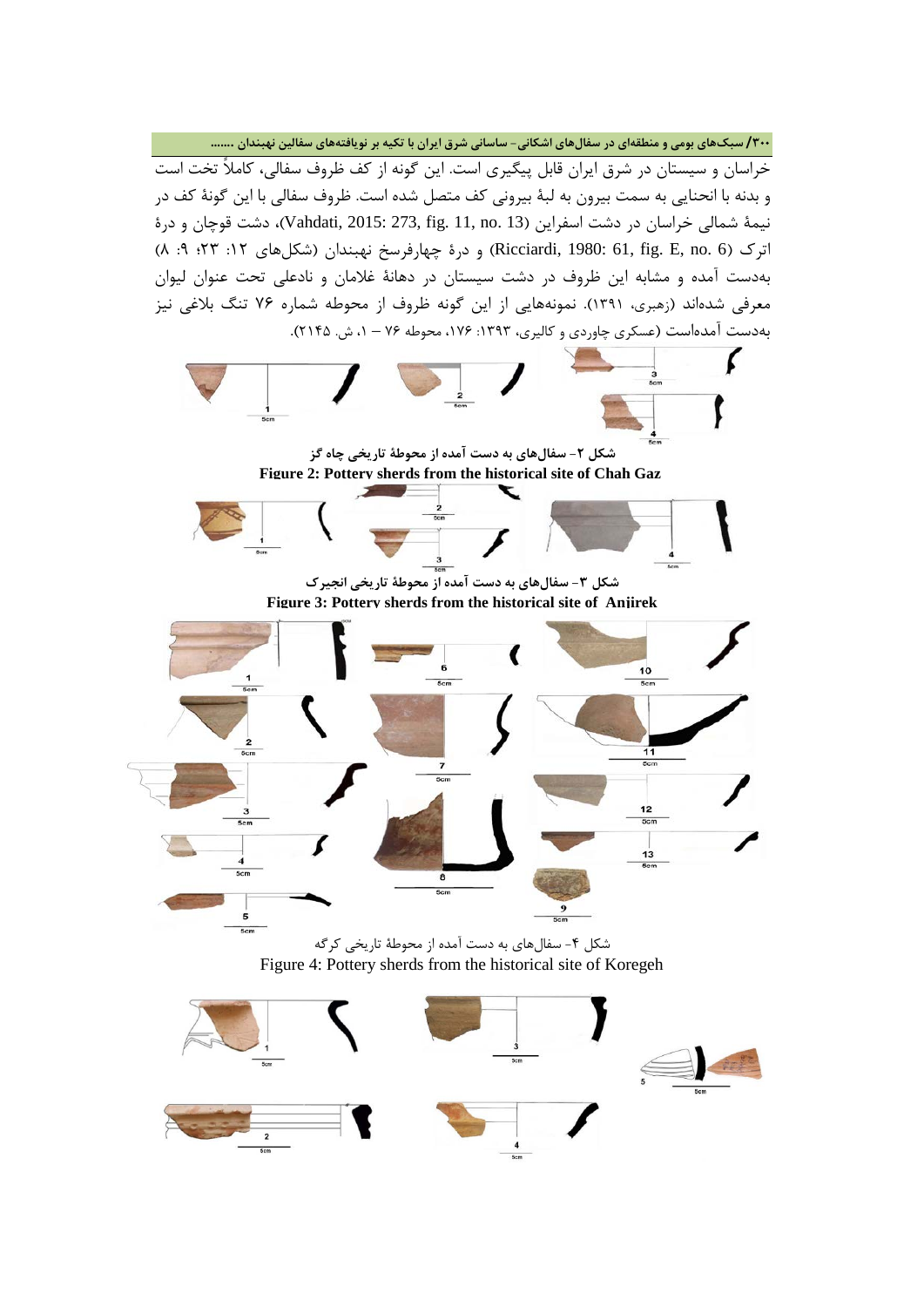خراسان و سیستان در شرق ایران قابل پیگیری است. این گونه از کف ظروف سفالی، کاملاً تخت است و بدنه با انحنایی به سمت بیرون به لبهٔ بیرونی کف متصل شده است. ظروف سفالی با این گونهٔ کف در نیمهٔ شمالی خراسان در دشت اسفراین (Vahdati, 2015: 273, fig. 11, no. 13)، دشت قوچان و درهٔ اترک (Ricciardi, 1980: 61, fig. E, no. 6) و درهٔ چهارفرسخ نهبندان (شکل‌های ۱۲: ۲۳؛ ۹: ۸) به‌دست آمده و مشابه این ظروف در دشت سیستان در دهانهٔ غلامان و نادعلی تحت عنوان لیوان معرفی شده‌اند (زهبری، ۱۳۹۱). نمونه‌هایی از این گونه ظروف از محوطه شماره ۷۶ تنگ بلاغی نیز به‌دست آمده‌است (عسکری چاوردی و کالیری، ۱۳۹۳: ۱۷۶، محوطه ۷۶ – ۱، ش. ۲۱۴۵).

شکل ۲- سفال‌های به دست آمده از محوطهٔ تاریخی چاه گز

Figure 2: Pottery sherds from the historical site of Chah Gaz

شکل ۳- سفال‌های به دست آمده از محوطهٔ تاریخی انجیرک

Figure 3: Pottery sherds from the historical site of Anjirek

شکل ۴- سفال‌های به دست آمده از محوطهٔ تاریخی کرگه

Figure 4: Pottery sherds from the historical site of Koregeh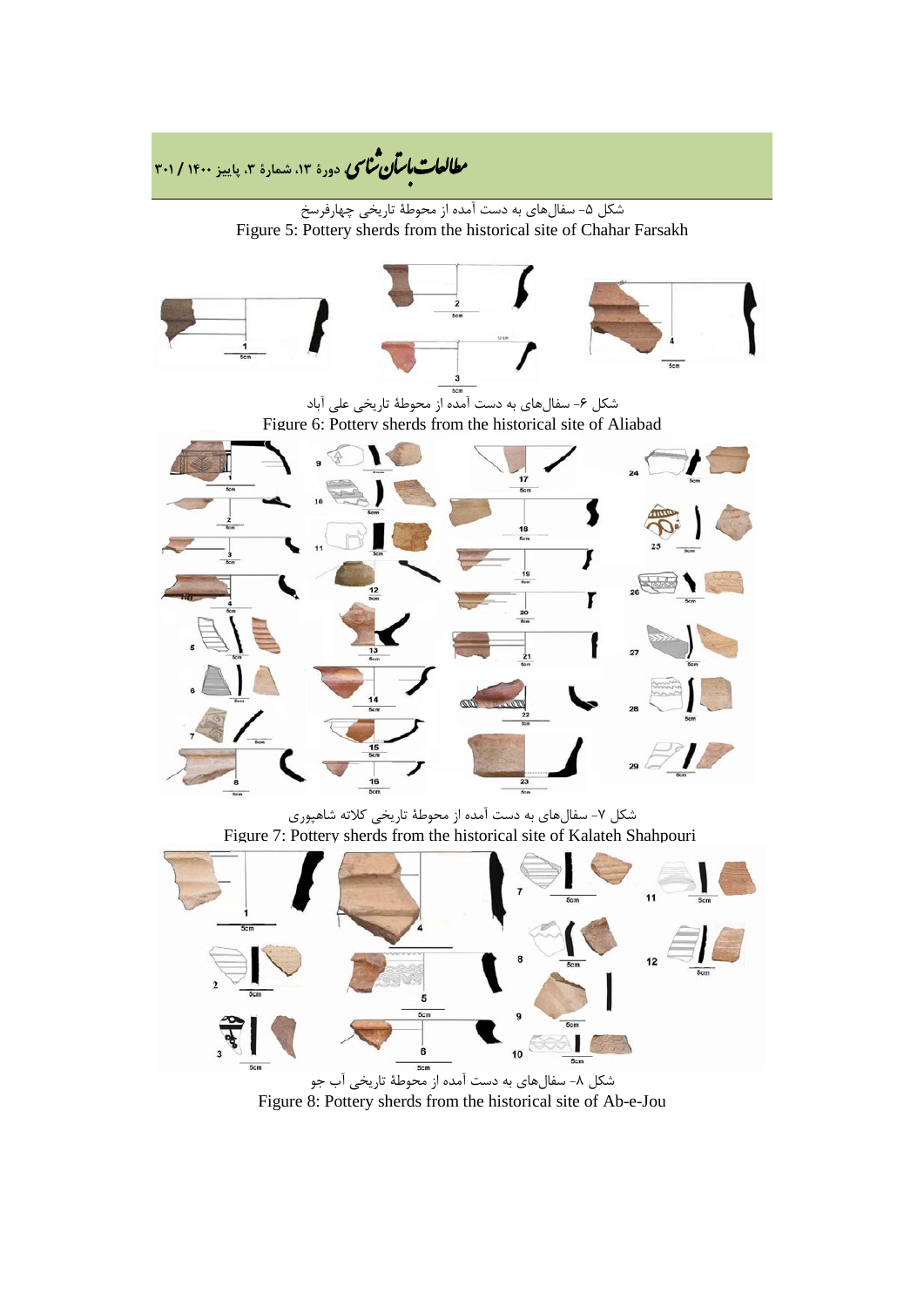شکل ۵- سفال‌های به دست آمده از محوطهٔ تاریخی چهارفرسخ

Figure 5: Pottery sherds from the historical site of Chahar Farsakh

شکل ۶- سفال‌های به دست آمده از محوطهٔ تاریخی علی آباد

Figure 6: Pottery sherds from the historical site of Aliabad

شکل ۷- سفال‌های به دست آمده از محوطهٔ تاریخی کلاته شاهپوری

Figure 7: Pottery sherds from the historical site of Kalateh Shahpouri

شکل ۸- سفال‌های به دست آمده از محوطهٔ تاریخی آب جو

Figure 8: Pottery sherds from the historical site of Ab-e-Jou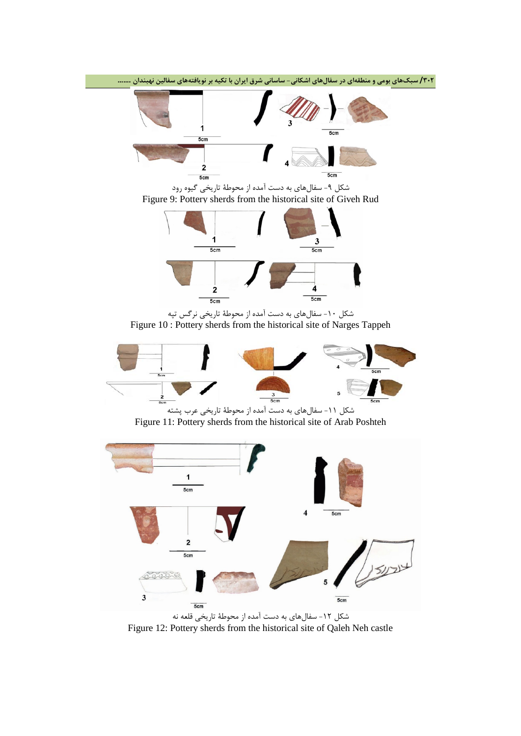شکل ۹- سفال‌های به دست آمده از محوطهٔ تاریخی گیوه رود

Figure 9: Pottery sherds from the historical site of Giveh Rud

شکل ۱۰- سفال‌های به دست آمده از محوطهٔ تاریخی نرگس تپه

Figure 10 : Pottery sherds from the historical site of Narges Tappeh

شکل ۱۱- سفال‌های به دست آمده از محوطهٔ تاریخی عرب پشته

Figure 11: Pottery sherds from the historical site of Arab Poshteh

شکل ۱۲- سفال‌های به دست آمده از محوطهٔ تاریخی قلعه نه

Figure 12: Pottery sherds from the historical site of Qaleh Neh castle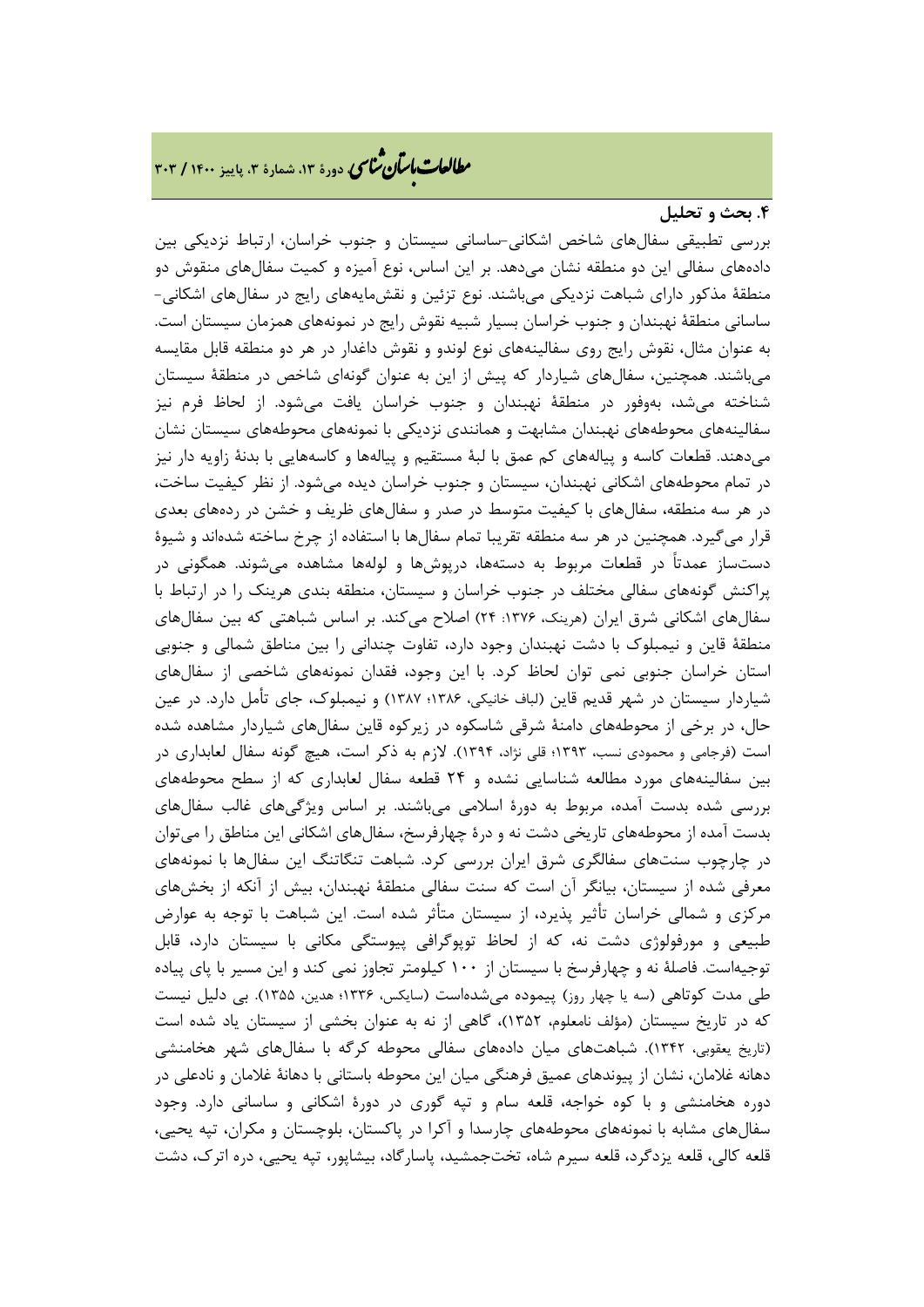## ۴. بحث و تحلیل

بررسی تطبیقی سفال‌های شاخص اشکانی-ساسانی سیستان و جنوب خراسان، ارتباط نزدیکی بین داده‌های سفالی این دو منطقه نشان می‌دهد. بر این اساس، نوع آمیزه و کمیت سفال‌های منقوش دو منطقهٔ مذکور دارای شباهت نزدیکی می‌باشند. نوع تزئین و نقش‌مایه‌های رایج در سفال‌های اشکانی-ساسانی منطقهٔ نهبندان و جنوب خراسان بسیار شبیه نقوش رایج در نمونه‌های همزمان سیستان است. به عنوان مثال، نقوش رایج روی سفالینه‌های نوع لوندو و نقوش داغدار در هر دو منطقه قابل مقایسه می‌باشند. همچنین، سفال‌های شیاردار که پیش از این به عنوان گونه‌ای شاخص در منطقهٔ سیستان شناخته می‌شد، به‌وفور در منطقهٔ نهبندان و جنوب خراسان یافت می‌شود. از لحاظ فرم نیز سفالینه‌های محوطه‌های نهبندان مشابهت و همانندی نزدیکی با نمونه‌های محوطه‌های سیستان نشان می‌دهند. قطعات کاسه و پیاله‌های کم عمق با لبهٔ مستقیم و پیاله‌ها و کاسه‌هایی با بدنهٔ زاویه دار نیز در تمام محوطه‌های اشکانی نهبندان، سیستان و جنوب خراسان دیده می‌شود. از نظر کیفیت ساخت، در هر سه منطقه، سفال‌های با کیفیت متوسط در صدر و سفال‌های ظریف و خشن در رده‌های بعدی قرار می‌گیرد. همچنین در هر سه منطقه تقریبا تمام سفال‌ها با استفاده از چرخ ساخته شده‌اند و شیوهٔ دست‌ساز عمدتاً در قطعات مربوط به دسته‌ها، درپوش‌ها و لوله‌ها مشاهده می‌شوند. همگونی در پراکنش گونه‌های سفالی مختلف در جنوب خراسان و سیستان، منطقه بندی هرینک را در ارتباط با سفال‌های اشکانی شرق ایران (هرینک، ۱۳۷۶: ۲۴) اصلاح می‌کند. بر اساس شباهتی که بین سفال‌های منطقهٔ قاین و نیمبلوک با دشت نهبندان وجود دارد، تفاوت چندانی را بین مناطق شمالی و جنوبی استان خراسان جنوبی نمی توان لحاظ کرد. با این وجود، فقدان نمونه‌های شاخصی از سفال‌های شیاردار سیستان در شهر قدیم قاین (لباف خانیکی، ۱۳۸۶؛ ۱۳۸۷) و نیمبلوک، جای تأمل دارد. در عین حال، در برخی از محوطه‌های دامنهٔ شرقی شاسکوه در زیرکوه قاین سفال‌های شیاردار مشاهده شده است (فرجامی و محمودی نسب، ۱۳۹۳؛ قلی نژاد، ۱۳۹۴). لازم به ذکر است، هیچ گونه سفال لعابداری در بین سفالینه‌های مورد مطالعه شناسایی نشده و ۲۴ قطعه سفال لعابداری که از سطح محوطه‌های بررسی شده بدست آمده، مربوط به دورهٔ اسلامی می‌باشند. بر اساس ویژگی‌های غالب سفال‌های بدست آمده از محوطه‌های تاریخی دشت نه و درهٔ چهارفرسخ، سفال‌های اشکانی این مناطق را می‌توان در چارچوب سنت‌های سفالگری شرق ایران بررسی کرد. شباهت تنگاتنگ این سفال‌ها با نمونه‌های معرفی شده از سیستان، بیانگر آن است که سنت سفالی منطقهٔ نهبندان، بیش از آنکه از بخش‌های مرکزی و شمالی خراسان تأثیر پذیرد، از سیستان متأثر شده است. این شباهت با توجه به عوارض طبیعی و مورفولوژی دشت نه، که از لحاظ توپوگرافی پیوستگی مکانی با سیستان دارد، قابل توجیه‌است. فاصلهٔ نه و چهارفرسخ با سیستان از ۱۰۰ کیلومتر تجاوز نمی کند و این مسیر با پای پیاده طی مدت کوتاهی (سه یا چهار روز) پیموده می‌شده‌است (سایکس، ۱۳۳۶؛ هدین، ۱۳۵۵). بی دلیل نیست که در تاریخ سیستان (مؤلف نامعلوم، ۱۳۵۲)، گاهی از نه به عنوان بخشی از سیستان یاد شده است (تاریخ یعقوبی، ۱۳۴۲). شباهت‌های میان داده‌های سفالی محوطه کرگه با سفال‌های شهر هخامنشی دهانه غلامان، نشان از پیوندهای عمیق فرهنگی میان این محوطه باستانی با دهانهٔ غلامان و نادعلی در دوره هخامنشی و با کوه خواجه، قلعه سام و تپه گوری در دورهٔ اشکانی و ساسانی دارد. وجود سفال‌های مشابه با نمونه‌های محوطه‌های چارسدا و آکرا در پاکستان، بلوچستان و مکران، تپه یحیی، قلعه کالی، قلعه یزدگرد، قلعه سیرم شاه، تخت‌جمشید، پاسارگاد، بیشاپور، تپه یحیی، دره اترک، دشت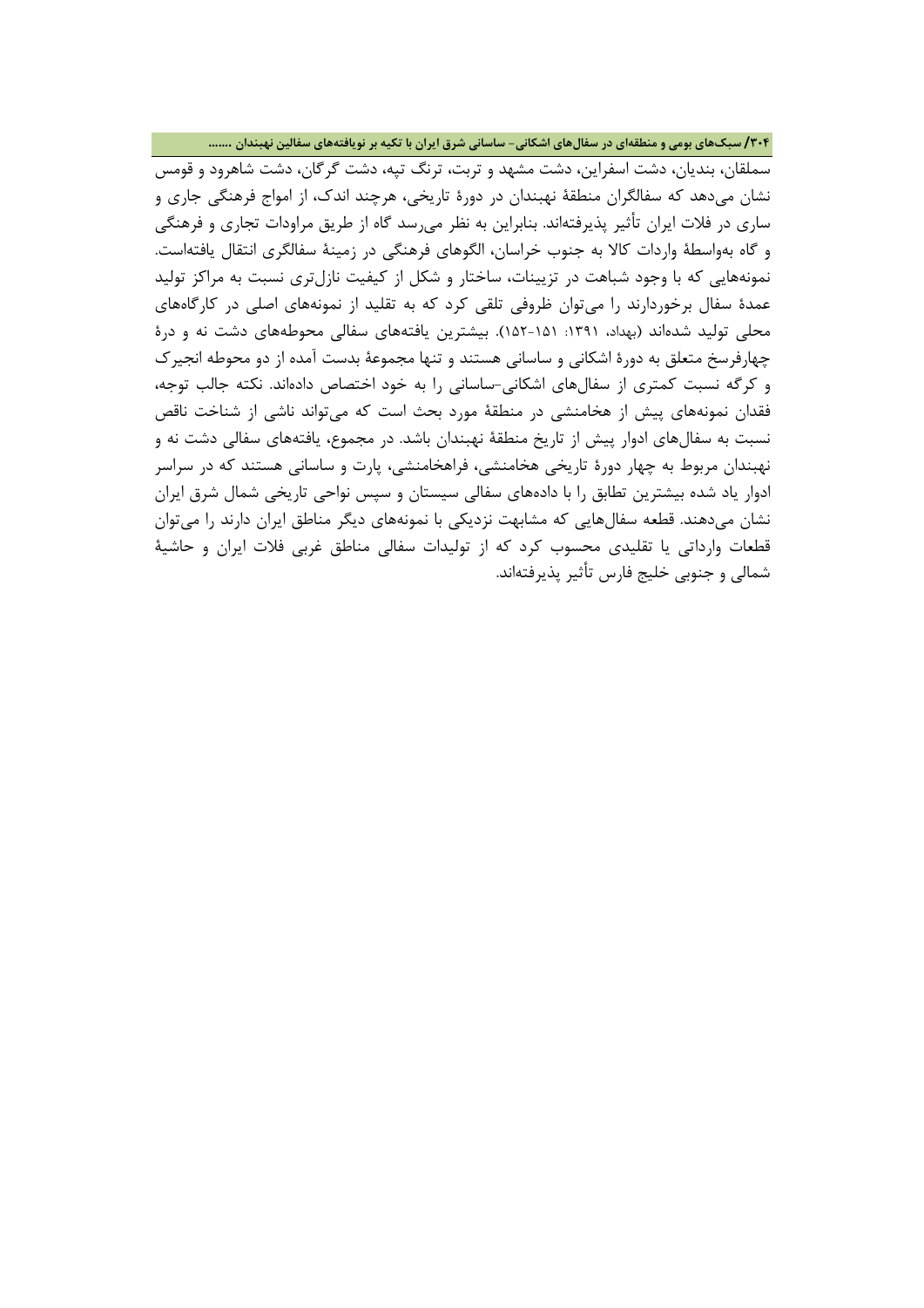سملقان، بندیان، دشت اسفراین، دشت مشهد و تربت، ترنگ تپه، دشت گرگان، دشت شاهرود و قومس نشان می‌دهد که سفالگران منطقهٔ نهبندان در دورهٔ تاریخی، هرچند اندک، از امواج فرهنگی جاری و ساری در فلات ایران تأثیر پذیرفته‌اند. بنابراین به نظر می‌رسد گاه از طریق مراودات تجاری و فرهنگی و گاه به‌واسطهٔ واردات کالا به جنوب خراسان، الگوهای فرهنگی در زمینهٔ سفالگری انتقال یافته‌است. نمونه‌هایی که با وجود شباهت در تزیینات، ساختار و شکل از کیفیت نازل‌تری نسبت به مراکز تولید عمدهٔ سفال برخوردارند را می‌توان ظروفی تلقی کرد که به تقلید از نمونه‌های اصلی در کارگاه‌های محلی تولید شده‌اند (بهداد، ۱۳۹۱: ۱۵۱-۱۵۲). بیشترین یافته‌های سفالی محوطه‌های دشت نه و درهٔ چهارفرسخ متعلق به دورهٔ اشکانی و ساسانی هستند و تنها مجموعهٔ بدست آمده از دو محوطه انجیرک و کرگه نسبت کمتری از سفال‌های اشکانی-ساسانی را به خود اختصاص داده‌اند. نکته جالب توجه، فقدان نمونه‌های پیش از هخامنشی در منطقهٔ مورد بحث است که می‌تواند ناشی از شناخت ناقص نسبت به سفال‌های ادوار پیش از تاریخ منطقهٔ نهبندان باشد. در مجموع، یافته‌های سفالی دشت نه و نهبندان مربوط به چهار دورهٔ تاریخی هخامنشی، فراهخامنشی، پارت و ساسانی هستند که در سراسر ادوار یاد شده بیشترین تطابق را با داده‌های سفالی سیستان و سپس نواحی تاریخی شمال شرق ایران نشان می‌دهند. قطعه سفال‌هایی که مشابهت نزدیکی با نمونه‌های دیگر مناطق ایران دارند را می‌توان قطعات وارداتی یا تقلیدی محسوب کرد که از تولیدات سفالی مناطق غربی فلات ایران و حاشیهٔ شمالی و جنوبی خلیج فارس تأثیر پذیرفته‌اند.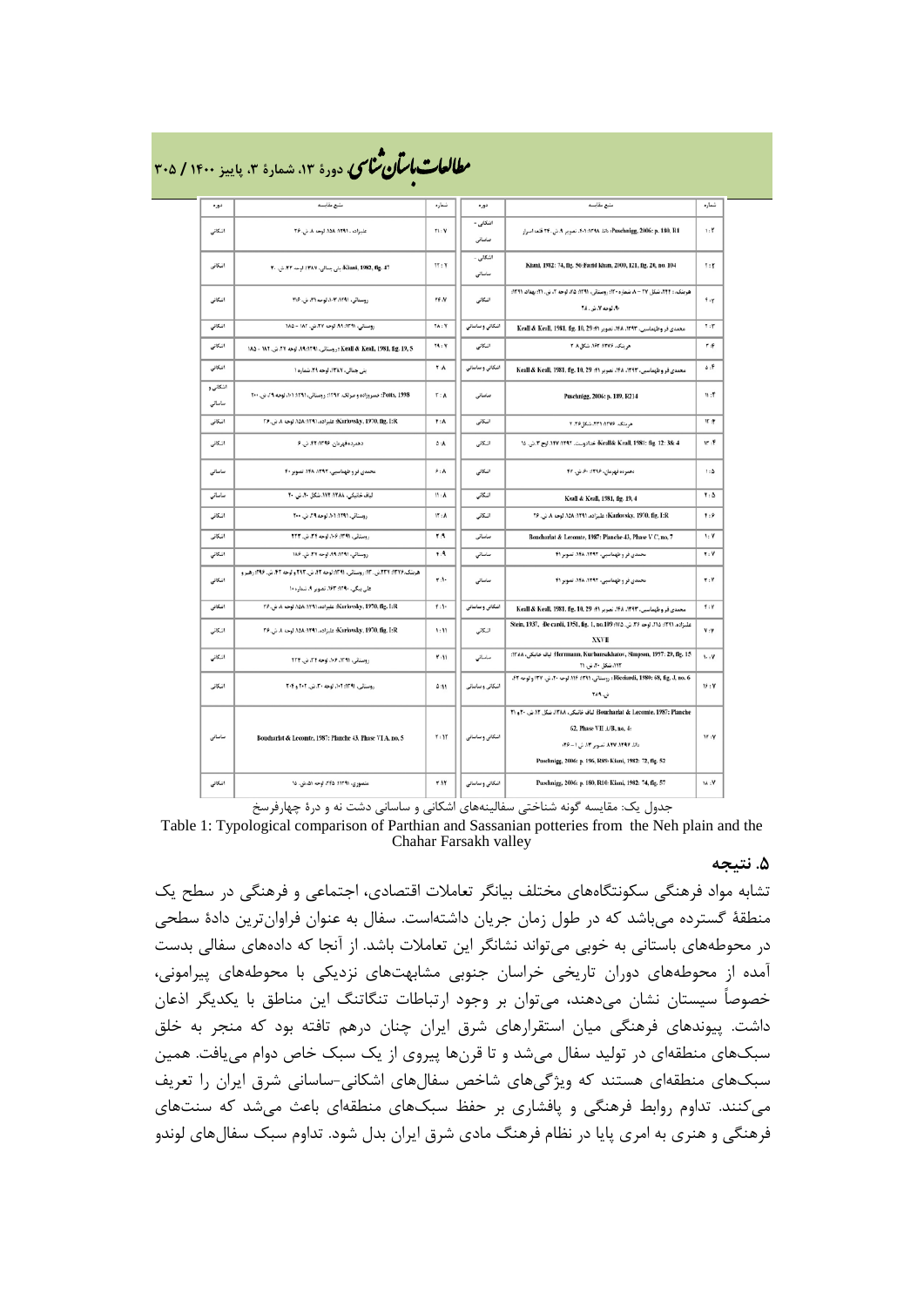| دوره | منبع مقایسه | شماره | دوره | منبع مقایسه | شماره |
|---|---|---|---|---|---|
| اشکانی | علیزاده، ۱۳۹۱: ۱۵۸، لوحه ۸، ش. ۲۶ | ۲۱:۷ | اشکانی - ساسانی | Puschnigg, 2006: p. 180, R1؛ ۲۰۱:۱۳۹۸، تصویر ۹، ش. ۳۴ قلعه اسرار | ۱:۲ |
| اشکانی | Kiani, 1982, fig. 47؛ بنی جمالی، ۱۳۸۷، لوحه ۳۳، ش. ۲۰ | ۲۲:۷ | اشکانی - ساسانی | Kiani, 1982: 74, fig. 56؛ Farid khan, 2000, 121, fig. 24, no. 104 | ۲:۲ |
| اشکانی | روستایی، ۱۳۹۱: ۱۰۳، لوحه ۳۱، ش. ۲۱۶ | ۲۴:۷ | اشکانی | هرینک، ۱۳۷۶: ۲۴۴، شکل ۲۷ - ۸ شماره ۱۲۰؛ روستایی، ۱۳۹۱: ۹۵، لوحه ۲، ش. ۲۱؛ بهداد، ۱۳۹۱: ۹۰، لوحه ۷، ش. ۲۸ | ۱:۳ |
| اشکانی | روستایی، ۱۳۹۱: ۹۹، لوحه ۲۷، ش. ۱۸۲ - ۱۸۵ | ۲۸:۷ | اشکانی و ساسانی | Keall & Keall, 1981, fig. 10, 29؛ محمدی فر و طهماسبی، ۱۳۹۳: ۱۴۸، تصویر ۴۱ | ۲:۳ |
| اشکانی | Keall & Keall, 1981, fig. 19, 5؛ روستایی، ۱۳۹۱: ۹۹، لوحه ۲۷، ش. ۱۸۲ - ۱۸۵ | ۲۹:۷ | اشکانی | هرینک، ۱۳۷۶: ۱۶۳، شکل ۸، ۲ | ۳:۴ |
| اشکانی | بنی جمالی، ۱۳۸۷، لوحه ۴۱، شماره ۱ | ۲:۸ | اشکانی و ساسانی | Keall & Keall, 1981, fig. 10, 29؛ محمدی فر و طهماسبی، ۱۳۹۳: ۱۴۸، تصویر ۴۱ | ۵:۴ |
| اشکانی و ساسانی | Potts, 1998؛ خسروزاده و میرک، ۱۳۹۴؛ روستایی، ۱۳۹۱: ۱۰۱، لوحه ۲۹، ش. ۲۰۰ | ۳:۸ | ساسانی | Puschnigg, 2006: p. 189, R214 | ۱۱:۴ |
| اشکانی | Karlovsky, 1970, fig. I:R؛ علیزاده، ۱۳۹۱: ۱۵۸، لوحه ۸، ش. ۲۶ | ۴:۸ | اشکانی | هرینک، ۱۳۷۶: ۲۳۱، شکل ۲۶، ۲ | ۱۳:۴ |
| اشکانی | دهمرده، پهریان، ۱۳۹۶: ۴۴، ش. ۶ | ۵:۸ | اشکانی | Keall& Keall, 1981: fig. 12: 3& 4؛ خداوردی، ۱۳۹۲: ۱۲۷، لوح ۳، ش. ۱۵ | ۱۳:۴ |
| ساسانی | محمدی فر و طهماسبی، ۱۳۹۳: ۱۴۸، تصویر ۴۰ | ۶:۸ | اشکانی | دهمرده، پهریان، ۱۳۹۶: ۴۶، ش. ۴۲ | ۱:۵ |
| ساسانی | لباف خانیکی، ۱۳۸۸: ۱۷۴، شکل ۹، ش. ۲۰ | ۱۱:۸ | اشکانی | Keall & Keall, 1981, fig. 19, 4 | ۲:۵ |
| اشکانی | روستایی، ۱۳۹۱: ۱۰۱، لوحه ۲۹، ش. ۲۰۰ | ۱۳:۸ | اشکانی | Karlovsky, 1970, fig. I:R؛ علیزاده، ۱۳۹۱: ۱۵۸، لوحه ۸، ش. ۲۶ | ۴:۶ |
| اشکانی | روستایی، ۱۳۹۱: ۱۰۶، لوحه ۳۴، ش. ۲۲۳ | ۲:۹ | ساسانی | Boucharlat & Lecomte, 1987: Planche 43, Phase V C, no. 7 | ۱:۷ |
| اشکانی | روستایی، ۱۳۹۱: ۹۹، لوحه ۲۷، ش. ۱۸۶ | ۴:۹ | ساسانی | محمدی فر و طهماسبی، ۱۳۹۳: ۱۴۸، تصویر ۴۱ | ۲:۷ |
| اشکانی | هرینک، ۱۳۷۶: ۲۳۷، ۱۳؛ روستایی، ۱۳۹۱: لوحه ۵۲، ش. ۲۹۳ و لوحه ۴۲، ش. ۳۹۶؛ رهبر و علی بیگی، ۱۳۹۰: ۶۳، تصویر ۹، شماره ۱۰ | ۳:۱۰ | ساسانی | محمدی فر و طهماسبی، ۱۳۹۳: ۱۴۸، تصویر ۴۱ | ۳:۷ |
| اشکانی | Karlovsky, 1970, fig. I:R؛ علیزاده، ۱۳۹۱: ۱۵۸، لوحه ۸، ش. ۲۶ | ۴:۱۰ | اشکانی و ساسانی | Keall & Keall, 1981, fig. 10, 29؛ محمدی فر و طهماسبی، ۱۳۹۳: ۱۴۸، تصویر ۴۱ | ۴:۷ |
| اشکانی | Karlovsky, 1970, fig. I:R؛ علیزاده، ۱۳۹۱: ۱۵۸، لوحه ۸، ش. ۲۶ | ۱:۱۱ | اشکانی | Stein, 1937, -De cardi, 1951, fig. 1, no. 199؛ علیزاده، ۱۳۹۱: ۱۱۵، لوحه ۳۶، ش. ۷۵، XXVII | ۷:۷ |
| اشکانی | روستایی، ۱۳۹۱: ۱۰۶، لوحه ۴۲، ش. ۲۲۴ | ۳:۱۱ | ساسانی | Herrmann, Kurbansakhatov, Simpson, 1997: 29, fig. 15؛ لباف خانیکی، ۱۳۸۸: ۱۱۲، شکل ۲۰، ش. ۱۱ | ۱۰:۷ |
| اشکانی | روستایی، ۱۳۹۱: ۱۰۲، لوحه ۳۰، ش. ۲۰۲ و ۲۰۴ | ۵:۱۱ | اشکانی و ساسانی | Bieciardi, 1980: 68, fig. J, no. 6؛ روستایی، ۱۳۹۱: ۱۱۶، لوحه ۲۰، ش. ۳۷ و لوحه ۴۳، ش. ۲۸۹ | ۱۲:۷ |
| ساسانی | Boucharlat & Lecomte, 1987: Planche 43, Phase VI A, no. 5 | ۲:۱۲ | اشکانی و ساسانی | Boucharlat & Lecomte, 1987: Planche 62, Phase VII A/B, no. 4؛ لباف خانیکی، ۱۳۸۸، شکل ۱۲، ش. ۲۰ و ۴۱؛ داداد، ۱۳۹۲: ۸۲۷، تصویر ۱۳، ش. ۱ - ۴۶؛ Puschnigg, 2006: p. 196, R88؛ Kiani, 1982: 72, fig. 52 | ۱۴:۷ |
| اشکانی | منصوری، ۱۳۹۱: ۲۴۵، لوحه ۱۵، ش. ۱۵ | ۳:۱۲ | اشکانی و ساسانی | Puschnigg, 2006: p. 180, R10؛ Kiani, 1982: 74, fig. 57 | ۱۸:۷ |

جدول یک: مقایسه گونه شناختی سفالینه‌های اشکانی و ساسانی دشت نه و درهٔ چهارفرسخ

Table 1: Typological comparison of Parthian and Sassanian potteries from the Neh plain and the Chahar Farsakh valley

## ۵. نتیجه

تشابه مواد فرهنگی سکونتگاه‌های مختلف بیانگر تعاملات اقتصادی، اجتماعی و فرهنگی در سطح یک منطقهٔ گسترده می‌باشد که در طول زمان جریان داشته‌است. سفال به عنوان فراوان‌ترین دادهٔ سطحی در محوطه‌های باستانی به خوبی می‌تواند نشانگر این تعاملات باشد. از آنجا که داده‌های سفالی بدست آمده از محوطه‌های دوران تاریخی خراسان جنوبی مشابهت‌های نزدیکی با محوطه‌های پیرامونی، خصوصاً سیستان نشان می‌دهند، می‌توان بر وجود ارتباطات تنگاتنگ این مناطق با یکدیگر اذعان داشت. پیوندهای فرهنگی میان استقرارهای شرق ایران چنان درهم تافته بود که منجر به خلق سبک‌های منطقه‌ای در تولید سفال می‌شد و تا قرن‌ها پیروی از یک سبک خاص دوام می‌یافت. همین سبک‌های منطقه‌ای هستند که ویژگی‌های شاخص سفال‌های اشکانی-ساسانی شرق ایران را تعریف می‌کنند. تداوم روابط فرهنگی و پافشاری بر حفظ سبک‌های منطقه‌ای باعث می‌شد که سنت‌های فرهنگی و هنری به امری پایا در نظام فرهنگ مادی شرق ایران بدل شود. تداوم سبک سفال‌های لوندو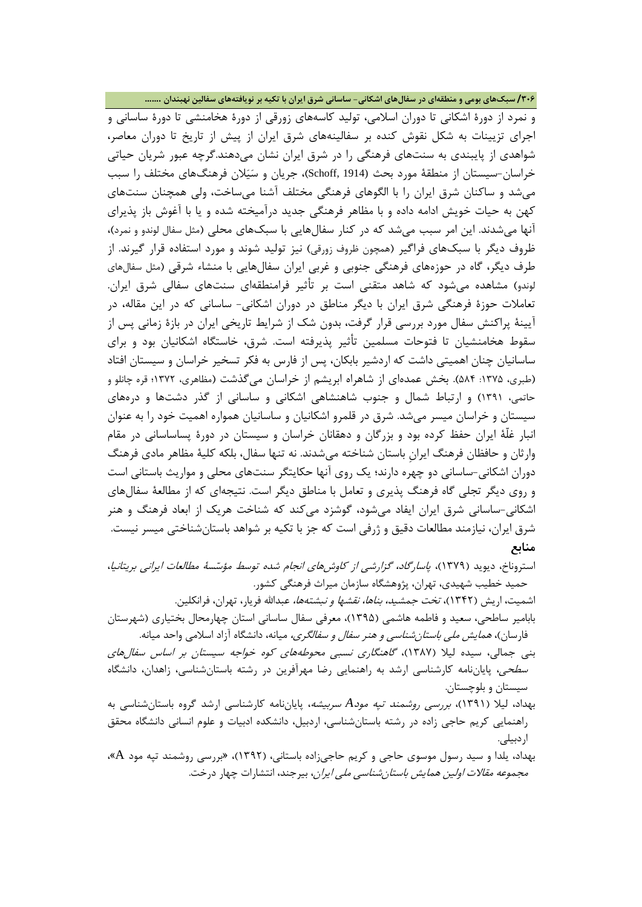و نمرد از دورهٔ اشکانی تا دوران اسلامی، تولید کاسه‌های زورقی از دورهٔ هخامنشی تا دورهٔ ساسانی و اجرای تزیینات به شکل نقوش کنده بر سفالینه‌های شرق ایران از پیش از تاریخ تا دوران معاصر، شواهدی از پایبندی به سنت‌های فرهنگی را در شرق ایران نشان می‌دهند.گرچه عبور شریان حیاتی خراسان-سیستان از منطقهٔ مورد بحث (Schoff, 1914)، جریان و سَیَلان فرهنگ‌های مختلف را سبب می‌شد و ساکنان شرق ایران را با الگوهای فرهنگی مختلف آشنا می‌ساخت، ولی همچنان سنت‌های کهن به حیات خویش ادامه داده و با مظاهر فرهنگی جدید درآمیخته شده و یا با آغوش باز پذیرای آنها می‌شدند. این امر سبب می‌شد که در کنار سفال‌هایی با سبک‌های محلی (مثل سفال لوندو و نمرد)، ظروف دیگر با سبک‌های فراگیر (همچون ظروف زورقی) نیز تولید شوند و مورد استفاده قرار گیرند. از طرف دیگر، گاه در حوزه‌های فرهنگی جنوبی و غربی ایران سفال‌هایی با منشاء شرقی (مثل سفال‌های لوندو) مشاهده می‌شود که شاهد متقنی است بر تأثیر فرامنطقه‌ای سنت‌های سفالی شرق ایران. تعاملات حوزهٔ فرهنگی شرق ایران با دیگر مناطق در دوران اشکانی- ساسانی که در این مقاله، در آیینهٔ پراکنش سفال مورد بررسی قرار گرفت، بدون شک از شرایط تاریخی ایران در بازهٔ زمانی پس از سقوط هخامنشیان تا فتوحات مسلمین تأثیر پذیرفته است. شرق، خاستگاه اشکانیان بود و برای ساسانیان چنان اهمیتی داشت که اردشیر بابکان، پس از فارس به فکر تسخیر خراسان و سیستان افتاد (طبری، ۱۳۷۵: ۵۸۴). بخش عمده‌ای از شاهراه ابریشم از خراسان می‌گذشت (مظاهری، ۱۳۷۲؛ قره چانلو و حاتمی، ۱۳۹۱) و ارتباط شمال و جنوب شاهنشاهی اشکانی و ساسانی از گذر دشت‌ها و دره‌های سیستان و خراسان میسر می‌شد. شرق در قلمرو اشکانیان و ساسانیان همواره اهمیت خود را به عنوان انبار غلّهٔ ایران حفظ کرده بود و بزرگان و دهقانان خراسان و سیستان در دورهٔ پساساسانی در مقام وارثان و حافظان فرهنگ ایرانِ باستان شناخته می‌شدند. نه تنها سفال، بلکه کلیهٔ مظاهر مادی فرهنگ دوران اشکانی-ساسانی دو چهره دارند؛ یک روی آنها حکایتگر سنت‌های محلی و مواریث باستانی است و روی دیگر تجلی گاه فرهنگ پذیری و تعامل با مناطق دیگر است. نتیجه‌ای که از مطالعهٔ سفال‌های اشکانی-ساسانی شرق ایران ایفاد می‌شود، گوشزد می‌کند که شناخت هریک از ابعاد فرهنگ و هنر شرق ایران، نیازمند مطالعات دقیق و ژرفی است که جز با تکیه بر شواهد باستان‌شناختی میسر نیست.

## منابع

استروناخ، دیوید (۱۳۷۹)، *پاسارگاد، گزارشی از کاوش‌های انجام شده توسط مؤسسهٔ مطالعات ایرانی بریتانیا*، حمید خطیب شهیدی، تهران، پژوهشگاه سازمان میراث فرهنگی کشور.

اشمیت، اریش (۱۳۴۲)، *تخت جمشید، بناها، نقش‌ها و نبشته‌ها*، عبدالله فریار، تهران، فرانکلین.

بابامیر ساطحی، سعید و فاطمه هاشمی (۱۳۹۵)، معرفی سفال ساسانی استان چهارمحال بختیاری (شهرستان فارسان)، *همایش ملی باستان‌شناسی و هنر سفال و سفالگری*، میانه، دانشگاه آزاد اسلامی واحد میانه.

بنی جمالی، سیده لیلا (۱۳۸۷)، *گاهنگاری نسبی محوطه‌های کوه خواجه سیستان بر اساس سفال‌های سطحی*، پایان‌نامه کارشناسی ارشد به راهنمایی رضا مهرآفرین در رشته باستان‌شناسی، زاهدان، دانشگاه سیستان و بلوچستان.

بهداد، لیلا (۱۳۹۱)، *بررسی روشمند تپه مودA سربیشه*، پایان‌نامه کارشناسی ارشد گروه باستان‌شناسی به راهنمایی کریم حاجی زاده در رشته باستان‌شناسی، اردبیل، دانشکده ادبیات و علوم انسانی دانشگاه محقق اردبیلی.

بهداد، یلدا و سید رسول موسوی حاجی و کریم حاجی‌زاده باستانی، (۱۳۹۲)، «بررسی روشمند تپه مود A»، *مجموعه مقالات اولین همایش باستان‌شناسی ملی ایران*، بیرجند، انتشارات چهار درخت.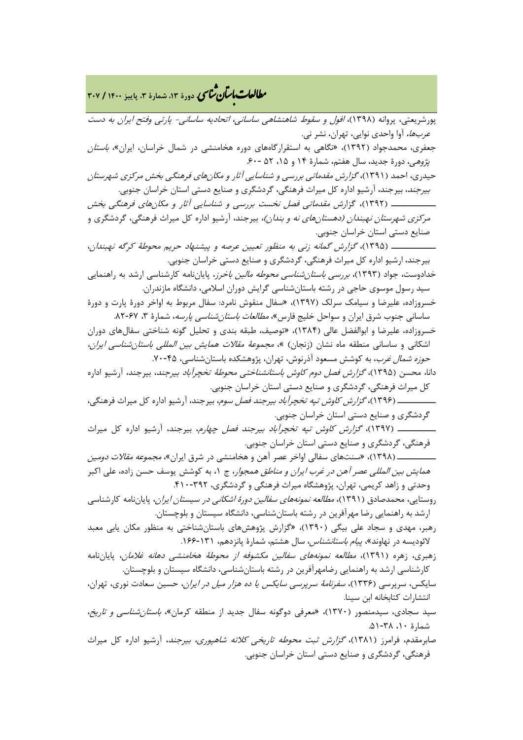پورشریعتی، پروانه (۱۳۹۸)، *افول و سقوط شاهنشاهی ساسانی، اتحادیه ساسانی- پارتی وفتح ایران به دست عرب‌ها*، آوا واحدی نوایی، تهران، نشر نی.

جعفری، محمدجواد (۱۳۹۲)، «نگاهی به استقرارگاه‌های دوره هخامنشی در شمال خراسان، ایران»، *باستان پژوهی*، دورهٔ جدید، سال هفتم، شمارهٔ ۱۴ و ۱۵، ۵۲ -۶۰.

حیدری، احمد (۱۳۹۱)، *گزارش مقدماتی بررسی و شناسایی آثار و مکان‌های فرهنگی بخش مرکزی شهرستان بیرجند*، بیرجند، آرشیو اداره کل میراث فرهنگی، گردشگری و صنایع دستی استان خراسان جنوبی.

ـــــــــــــ (۱۳۹۲)، گزارش مقدماتی فصل نخست بررسی و شناسایی آثار و مکان‌های فرهنگی بخش *مرکزی شهرستان نهبندان (دهستان‌های نه و بندان)*، بیرجند، آرشیو اداره کل میراث فرهنگی، گردشگری و صنایع دستی استان خراسان جنوبی.

ـــــــــــــ (۱۳۹۵)، *گزارش گمانه زنی به منظور تعیین عرصه و پیشنهاد حریم محوطهٔ کرگه نهبندان*، بیرجند، ارشیو اداره کل میراث فرهنگی، گردشگری و صنایع دستی خراسان جنوبی.

خدادوست، جواد (۱۳۹۳)، *بررسی باستان‌شناسی محوطه مالین باخرز*، پایان‌نامه کارشناسی ارشد به راهنمایی سید رسول موسوی حاجی در رشته باستان‌شناسی گرایش دوران اسلامی، دانشگاه مازندران.

خسروزاده، علیرضا و سیامک سرلک (۱۳۹۷)، «سفال منقوش نامرد: سفال مربوط به اواخر دورهٔ پارت و دورهٔ ساسانی جنوب شرق ایران و سواحل خلیج فارس»، *مطالعات باستان‌شناسی پارسه*، شمارهٔ ۳، ۶۷-۸۲.

خسروزاده، علیرضا و ابوالفضل عالی (۱۳۸۴)، «توصیف، طبقه بندی و تحلیل گونه شناختی سفال‌های دوران اشکانی و ساسانی منطقه ماه نشان (زنجان) »، *مجموعهٔ مقالات همایش بین المللی باستان‌شناسی ایران، حوزه شمال غرب*، به کوشش مسعود آذرنوش، تهران، پژوهشکده باستان‌شناسی، ۴۵-۷۰.

دانا، محسن (۱۳۹۵)، *گزارش فصل دوم کاوش باستانشناختی محوطهٔ تخچرآباد بیرجند*، بیرجند، آرشیو اداره کل میراث فرهنگی، گردشگری و صنایع دستی استان خراسان جنوبی.

ـــــــــــــ (۱۳۹۶)، *گزارش کاوش تپه تخچرآباد بیرجند فصل سوم*، بیرجند، آرشیو اداره کل میراث فرهنگی، گردشگری و صنایع دستی استان خراسان جنوبی.

ـــــــــــــ (۱۳۹۷)، *گزارش کاوش تپه تخچرآباد بیرجند فصل چهارم*، بیرجند، آرشیو اداره کل میراث فرهنگی، گردشگری و صنایع دستی استان خراسان جنوبی.

ـــــــــــــ (۱۳۹۸)، «سنت‌های سفالی اواخر عصر آهن و هخامنشی در شرق ایران»، *مجموعه مقالات دومین همایش بین المللی عصر آهن در غرب ایران و مناطق همجوار*، ج ۱، به کوشش یوسف حسن زاده، علی اکبر وحدتی و زاهد کریمی، تهران، پژوهشگاه میراث فرهنگی و گردشگری، ۳۹۲-۴۱۰.

روستایی، محمدصادق (۱۳۹۱)، *مطالعه نمونه‌های سفالین دورهٔ اشکانی در سیستان ایران*، پایان‌نامه کارشناسی ارشد به راهنمایی رضا مهرآفرین در رشته باستان‌شناسی، دانشگاه سیستان و بلوچستان.

رهبر، مهدی و سجاد علی بیگی (۱۳۹۰)، «گزارش پژوهش‌های باستان‌شناختی به منظور مکان یابی معبد لائودیسه در نهاوند»، *پیام باستانشناس*، سال هشتم، شمارهٔ پانزدهم، ۱۳۱-۱۶۶.

زهبری، زهره (۱۳۹۱)، *مطالعه نمونه‌های سفالین مکشوفه از محوطهٔ هخامنشی دهانه غلامان*، پایان‌نامه کارشناسی ارشد به راهنمایی رضامهرآفرین در رشته باستان‌شناسی، دانشگاه سیستان و بلوچستان.

سایکس، سرپرسی (۱۳۳۶)، *سفرنامهٔ سرپرسی سایکس یا ده هزار میل در ایران*، حسین سعادت نوری، تهران، انتشارات کتابخانه ابن سینا.

سید سجادی، سیدمنصور (۱۳۷۰)، «معرفی دوگونه سفال جدید از منطقه کرمان»، *باستان‌شناسی و تاریخ*، شمارهٔ ۱۰، ۳۸-۵۱.

صابرمقدم، فرامرز (۱۳۸۱)، *گزارش ثبت محوطه تاریخی کلاته شاهپوری، بیرجند*، بیرجند، آرشیو اداره کل میراث فرهنگی، گردشگری و صنایع دستی استان خراسان جنوبی.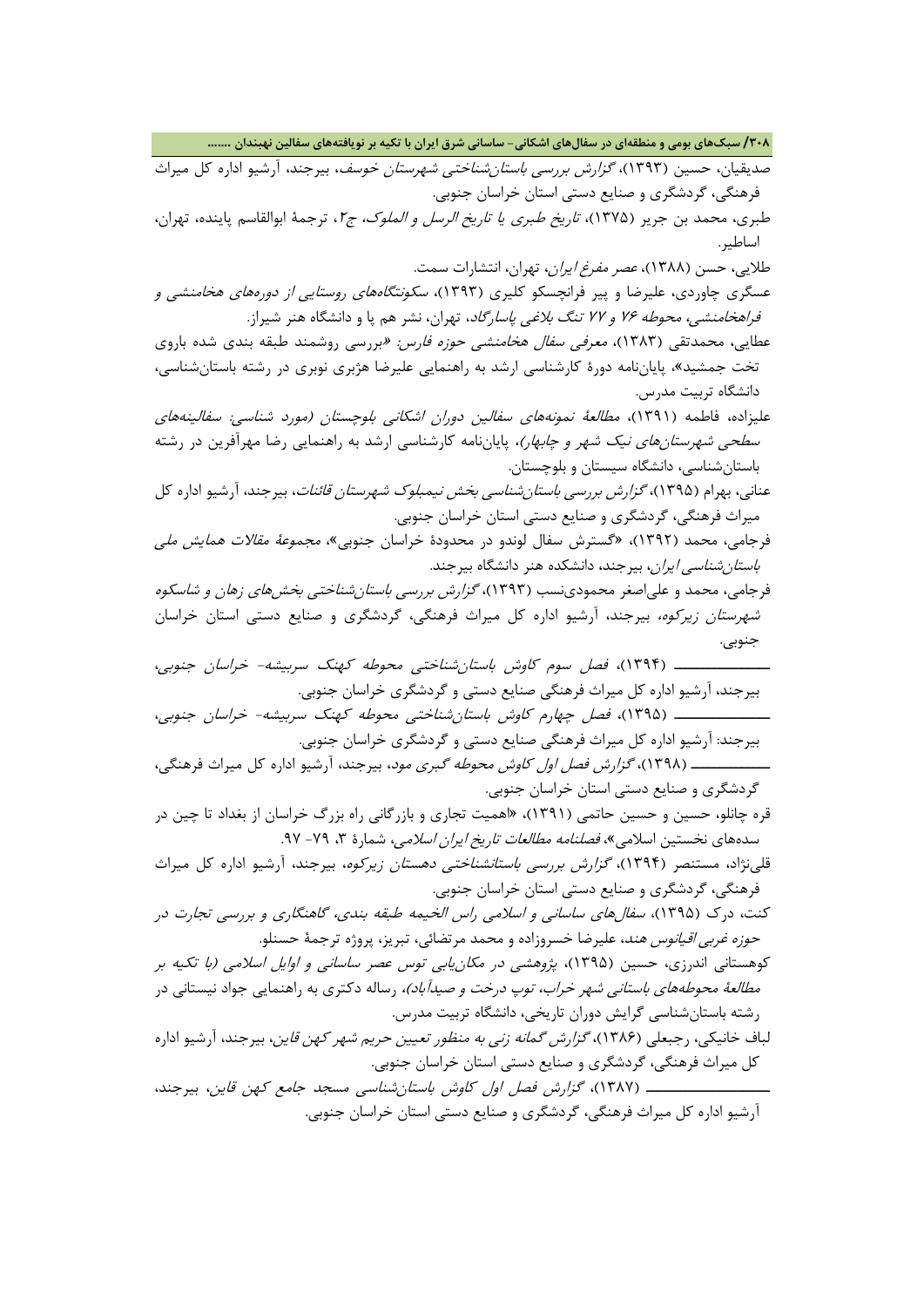صدیقیان، حسین (۱۳۹۳)، *گزارش بررسی باستان‌شناختی شهرستان خوسف*، بیرجند، آرشیو اداره کل میراث فرهنگی، گردشگری و صنایع دستی استان خراسان جنوبی.

طبری، محمد بن جریر (۱۳۷۵)، *تاریخ طبری یا تاریخ الرسل و الملوک*، ج۲، ترجمهٔ ابوالقاسم پاینده، تهران، اساطیر.

طلایی، حسن (۱۳۸۸)، *عصر مفرغ ایران*، تهران، انتشارات سمت.

عسگری چاوردی، علیرضا و پیر فرانچسکو کلیری (۱۳۹۳)، *سکونتگاه‌های روستایی از دوره‌های هخامنشی و فراهخامنشی، محوطه ۷۶ و ۷۷ تنگ بلاغی پاسارگاد*، تهران، نشر هم پا و دانشگاه هنر شیراز.

عطایی، محمدتقی (۱۳۸۳)، *معرفی سفال هخامنشی حوزه فارس: «بررسی روشمند طبقه بندی شده باروی تخت جمشید»*، پایان‌نامه دورهٔ کارشناسی ارشد به راهنمایی علیرضا هژبری نوبری در رشته باستان‌شناسی، دانشگاه تربیت مدرس.

علیزاده، فاطمه (۱۳۹۱)، *مطالعهٔ نمونه‌های سفالین دوران اشکانی بلوچستان (مورد شناسی: سفالینه‌های سطحی شهرستان‌های نیک شهر و چابهار)*، پایان‌نامه کارشناسی ارشد به راهنمایی رضا مهرآفرین در رشته باستان‌شناسی، دانشگاه سیستان و بلوچستان.

عنانی، بهرام (۱۳۹۵)، *گزارش بررسی باستان‌شناسی بخش نیمبلوک شهرستان قائنات*، بیرجند، آرشیو اداره کل میراث فرهنگی، گردشگری و صنایع دستی استان خراسان جنوبی.

فرجامی، محمد (۱۳۹۲)، «گسترش سفال لوندو در محدودهٔ خراسان جنوبی»، *مجموعهٔ مقالات همایش ملی باستان‌شناسی ایران*، بیرجند، دانشکده هنر دانشگاه بیرجند.

فرجامی، محمد و علی‌اصغر محمودی‌نسب (۱۳۹۳)، *گزارش بررسی باستان‌شناختی بخش‌های زهان و شاسکوه شهرستان زیرکوه*، بیرجند، آرشیو اداره کل میراث فرهنگی، گردشگری و صنایع دستی استان خراسان جنوبی.

ـــــــــــــ (۱۳۹۴)، *فصل سوم کاوش باستان‌شناختی محوطه کهنک سربیشه- خراسان جنوبی*، بیرجند، آرشیو اداره کل میراث فرهنگی صنایع دستی و گردشگری خراسان جنوبی.

ـــــــــــــ (۱۳۹۵)، *فصل چهارم کاوش باستان‌شناختی محوطه کهنک سربیشه- خراسان جنوبی*، بیرجند: آرشیو اداره کل میراث فرهنگی صنایع دستی و گردشگری خراسان جنوبی.

ـــــــــــــ (۱۳۹۸)، *گزارش فصل اول کاوش محوطه گبری مود*، بیرجند، آرشیو اداره کل میراث فرهنگی، گردشگری و صنایع دستی استان خراسان جنوبی.

قره چانلو، حسین و حسین حاتمی (۱۳۹۱)، «اهمیت تجاری و بازرگانی راه بزرگ خراسان از بغداد تا چین در سده‌های نخستین اسلامی»، *فصلنامه مطالعات تاریخ ایران اسلامی*، شمارهٔ ۳، ۷۹- ۹۷.

قلی‌نژاد، مستنصر (۱۳۹۴)، *گزارش بررسی باستانشناختی دهستان زیرکوه*، بیرجند، آرشیو اداره کل میراث فرهنگی، گردشگری و صنایع دستی استان خراسان جنوبی.

کنت، درک (۱۳۹۵)، *سفال‌های ساسانی و اسلامی راس الخیمه طبقه بندی، گاهنگاری و بررسی تجارت در حوزه غربی اقیانوس هند*، علیرضا خسروزاده و محمد مرتضائی، تبریز، پروژه ترجمهٔ حسنلو.

کوهستانی اندرزی، حسین (۱۳۹۵)، *پژوهشی در مکان‌یابی توس عصر ساسانی و اوایل اسلامی (با تکیه بر مطالعهٔ محوطه‌های باستانی شهر خراب، توپ درخت و صیدآباد)*، رساله دکتری به راهنمایی جواد نیستانی در رشته باستان‌شناسی گرایش دوران تاریخی، دانشگاه تربیت مدرس.

لباف خانیکی، رجبعلی (۱۳۸۶)، *گزارش گمانه زنی به منظور تعیین حریم شهر کهن قاین*، بیرجند، آرشیو اداره کل میراث فرهنگی، گردشگری و صنایع دستی استان خراسان جنوبی.

ـــــــــــــ (۱۳۸۷)، *گزارش فصل اول کاوش باستان‌شناسی مسجد جامع کهن قاین*، بیرجند، آرشیو اداره کل میراث فرهنگی، گردشگری و صنایع دستی استان خراسان جنوبی.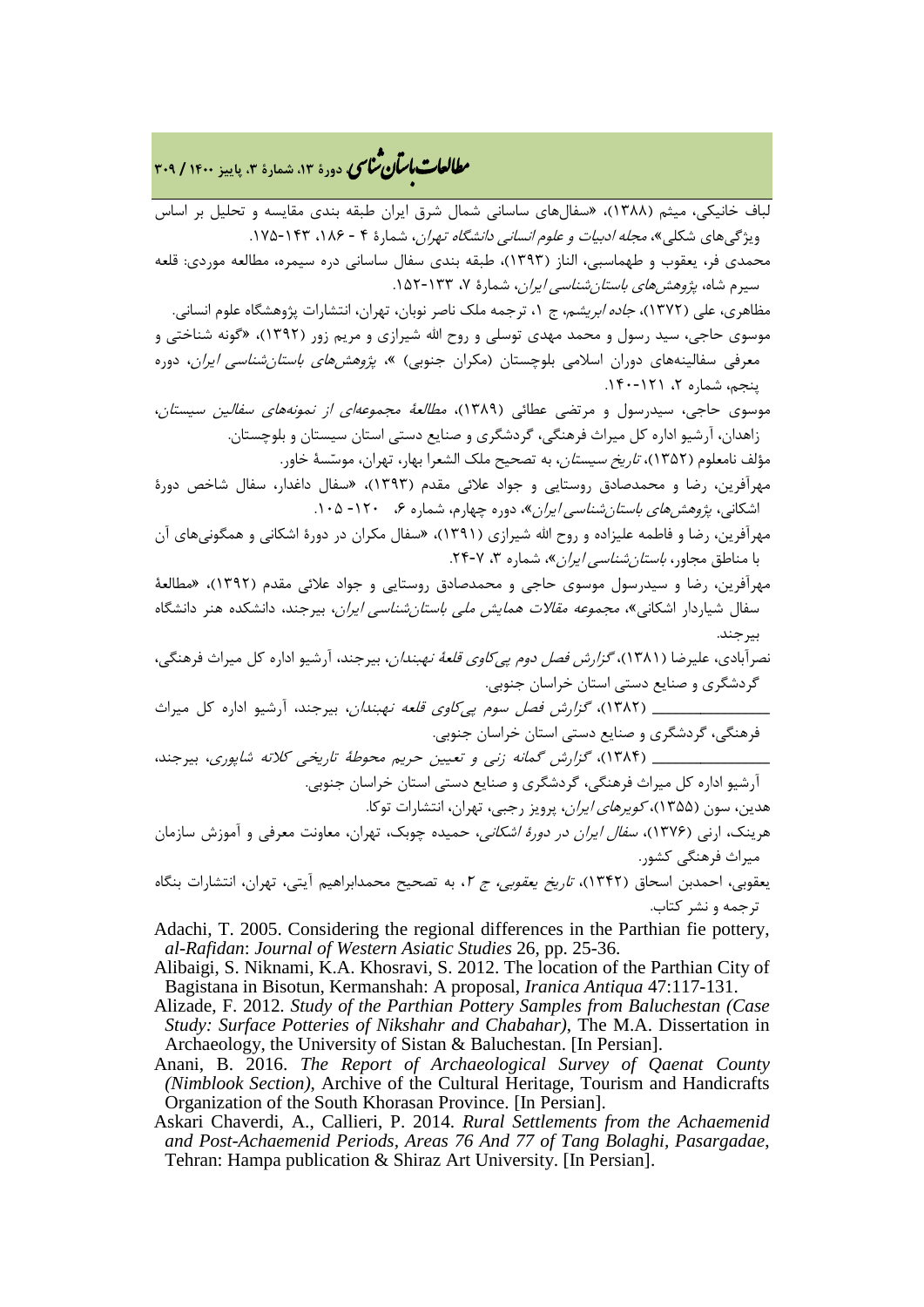لباف خانیکی، میثم (۱۳۸۸)، «سفال‌های ساسانی شمال شرق ایران طبقه بندی مقایسه و تحلیل بر اساس ویژگی‌های شکلی»، *مجله ادبیات و علوم انسانی دانشگاه تهران*، شمارهٔ ۴ - ۱۸۶، ۱۴۳-۱۷۵.

محمدی فر، یعقوب و طهماسبی، الناز (۱۳۹۳)، طبقه بندی سفال ساسانی دره سیمره، مطالعه موردی: قلعه سیرم شاه، *پژوهش‌های باستان‌شناسی ایران*، شمارهٔ ۷، ۱۳۳-۱۵۲.

مظاهری، علی (۱۳۷۲)، *جاده ابریشم*، ج ۱، ترجمه ملک ناصر نوبان، تهران، انتشارات پژوهشگاه علوم انسانی.

موسوی حاجی، سید رسول و محمد مهدی توسلی و روح الله شیرازی و مریم زور (۱۳۹۲)، «گونه شناختی و معرفی سفالینه‌های دوران اسلامی بلوچستان (مکران جنوبی) »، *پژوهش‌های باستان‌شناسی ایران*، دوره پنجم، شماره ۲، ۱۲۱-۱۴۰.

موسوی حاجی، سیدرسول و مرتضی عطائی (۱۳۸۹)، *مطالعهٔ مجموعه‌ای از نمونه‌های سفالین سیستان*، زاهدان، آرشیو اداره کل میراث فرهنگی، گردشگری و صنایع دستی استان سیستان و بلوچستان.

مؤلف نامعلوم (۱۳۵۲)، *تاریخ سیستان*، به تصحیح ملک الشعرا بهار، تهران، موسّسهٔ خاور.

مهرآفرین، رضا و محمدصادق روستایی و جواد علائی مقدم (۱۳۹۳)، «سفال داغدار، سفال شاخص دورهٔ اشکانی، *پژوهش‌های باستان‌شناسی ایران*»، دوره چهارم، شماره ۶، ۱۲۰- ۱۰۵.

مهرآفرین، رضا و فاطمه علیزاده و روح الله شیرازی (۱۳۹۱)، «سفال مکران در دورهٔ اشکانی و همگونی‌های آن با مناطق مجاور، *باستان‌شناسی ایران*»، شماره ۳، ۷-۲۴.

مهرآفرین، رضا و سیدرسول موسوی حاجی و محمدصادق روستایی و جواد علائی مقدم (۱۳۹۲)، «مطالعهٔ سفال شیاردار اشکانی»، *مجموعه مقالات همایش ملی باستان‌شناسی ایران*، بیرجند، دانشکده هنر دانشگاه بیرجند.

نصرآبادی، علیرضا (۱۳۸۱)، *گزارش فصل دوم پی‌کاوی قلعهٔ نهبندان*، بیرجند، آرشیو اداره کل میراث فرهنگی، گردشگری و صنایع دستی استان خراسان جنوبی.

______________ (۱۳۸۲)، *گزارش فصل سوم پی‌کاوی قلعه نهبندان*، بیرجند، آرشیو اداره کل میراث فرهنگی، گردشگری و صنایع دستی استان خراسان جنوبی.

______________ (۱۳۸۴)، *گزارش گمانه زنی و تعیین حریم محوطهٔ تاریخی کلاته شاپوری*، بیرجند، آرشیو اداره کل میراث فرهنگی، گردشگری و صنایع دستی استان خراسان جنوبی.

هدین، سون (۱۳۵۵)، *کویرهای ایران*، پرویز رجبی، تهران، انتشارات توکا.

هرینک، ارنی (۱۳۷۶)، *سفال ایران در دورهٔ اشکانی*، حمیده چوبک، تهران، معاونت معرفی و آموزش سازمان میراث فرهنگی کشور.

یعقوبی، احمدبن اسحاق (۱۳۴۲)، *تاریخ یعقوبی، ج ۲*، به تصحیح محمدابراهیم آیتی، تهران، انتشارات بنگاه ترجمه و نشر کتاب.

Adachi, T. 2005. Considering the regional differences in the Parthian fie pottery, *al-Rafidan*: *Journal of Western Asiatic Studies* 26, pp. 25-36.

Alibaigi, S. Niknami, K.A. Khosravi, S. 2012. The location of the Parthian City of Bagistana in Bisotun, Kermanshah: A proposal, *Iranica Antiqua* 47:117-131.

Alizade, F. 2012. *Study of the Parthian Pottery Samples from Baluchestan (Case Study: Surface Potteries of Nikshahr and Chabahar)*, The M.A. Dissertation in Archaeology, the University of Sistan & Baluchestan. [In Persian].

Anani, B. 2016. *The Report of Archaeological Survey of Qaenat County (Nimblook Section)*, Archive of the Cultural Heritage, Tourism and Handicrafts Organization of the South Khorasan Province. [In Persian].

Askari Chaverdi, A., Callieri, P. 2014. *Rural Settlements from the Achaemenid and Post-Achaemenid Periods, Areas 76 And 77 of Tang Bolaghi, Pasargadae*, Tehran: Hampa publication & Shiraz Art University. [In Persian].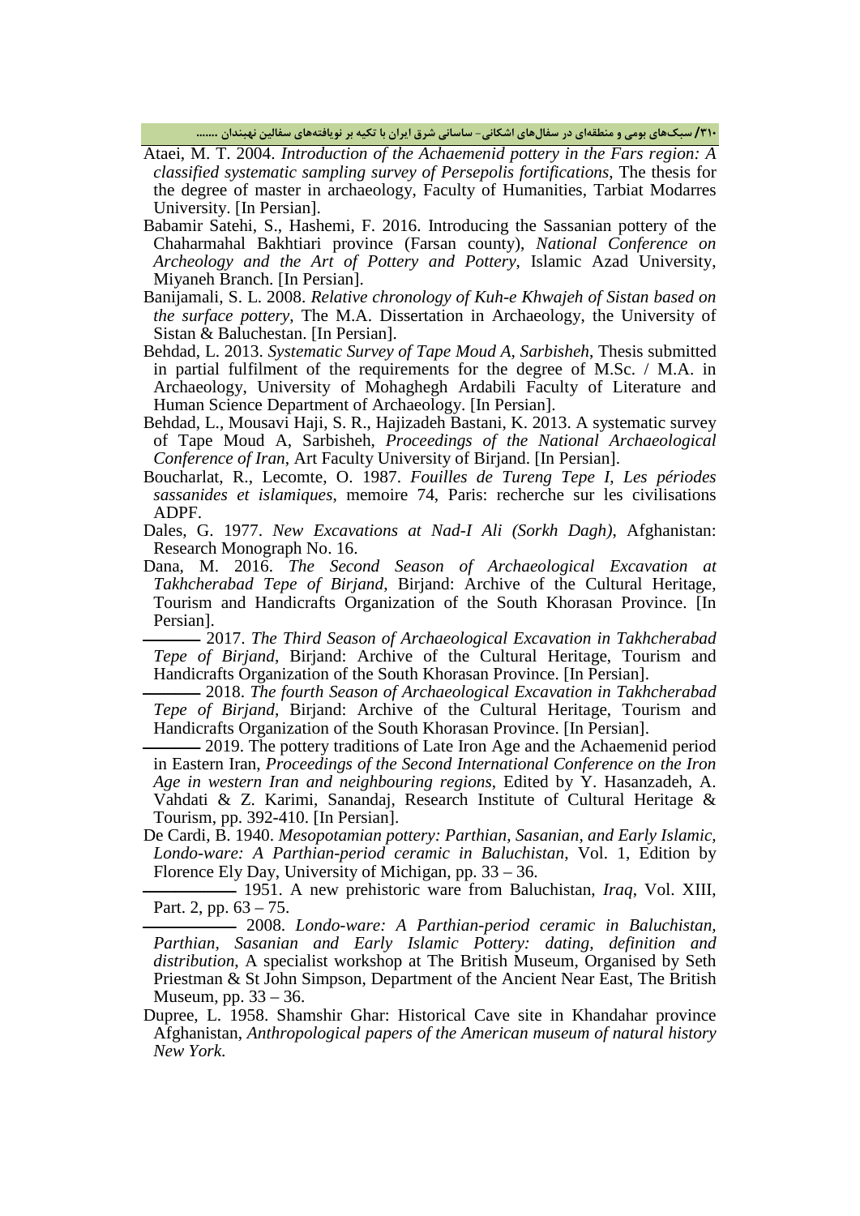Ataei, M. T. 2004. *Introduction of the Achaemenid pottery in the Fars region: A classified systematic sampling survey of Persepolis fortifications*, The thesis for the degree of master in archaeology, Faculty of Humanities, Tarbiat Modarres University. [In Persian].

Babamir Satehi, S., Hashemi, F. 2016. Introducing the Sassanian pottery of the Chaharmahal Bakhtiari province (Farsan county), *National Conference on Archeology and the Art of Pottery and Pottery*, Islamic Azad University, Miyaneh Branch. [In Persian].

Banijamali, S. L. 2008. *Relative chronology of Kuh-e Khwajeh of Sistan based on the surface pottery*, The M.A. Dissertation in Archaeology, the University of Sistan & Baluchestan. [In Persian].

Behdad, L. 2013. *Systematic Survey of Tape Moud A, Sarbisheh*, Thesis submitted in partial fulfilment of the requirements for the degree of M.Sc. / M.A. in Archaeology, University of Mohaghegh Ardabili Faculty of Literature and Human Science Department of Archaeology. [In Persian].

Behdad, L., Mousavi Haji, S. R., Hajizadeh Bastani, K. 2013. A systematic survey of Tape Moud A, Sarbisheh, *Proceedings of the National Archaeological Conference of Iran*, Art Faculty University of Birjand. [In Persian].

Boucharlat, R., Lecomte, O. 1987. *Fouilles de Tureng Tepe I, Les périodes sassanides et islamiques*, memoire 74, Paris: recherche sur les civilisations ADPF.

Dales, G. 1977. *New Excavations at Nad-I Ali (Sorkh Dagh)*, Afghanistan: Research Monograph No. 16.

Dana, M. 2016. *The Second Season of Archaeological Excavation at Takhcherabad Tepe of Birjand*, Birjand: Archive of the Cultural Heritage, Tourism and Handicrafts Organization of the South Khorasan Province. [In Persian].

——— 2017. *The Third Season of Archaeological Excavation in Takhcherabad Tepe of Birjand*, Birjand: Archive of the Cultural Heritage, Tourism and Handicrafts Organization of the South Khorasan Province. [In Persian].

——— 2018. *The fourth Season of Archaeological Excavation in Takhcherabad Tepe of Birjand*, Birjand: Archive of the Cultural Heritage, Tourism and Handicrafts Organization of the South Khorasan Province. [In Persian].

——— 2019. The pottery traditions of Late Iron Age and the Achaemenid period in Eastern Iran, *Proceedings of the Second International Conference on the Iron Age in western Iran and neighbouring regions*, Edited by Y. Hasanzadeh, A. Vahdati & Z. Karimi, Sanandaj, Research Institute of Cultural Heritage & Tourism, pp. 392-410. [In Persian].

De Cardi, B. 1940. *Mesopotamian pottery: Parthian, Sasanian, and Early Islamic, Londo-ware: A Parthian-period ceramic in Baluchistan*, Vol. 1, Edition by Florence Ely Day, University of Michigan, pp. 33 – 36.

——— 1951. A new prehistoric ware from Baluchistan, *Iraq*, Vol. XIII, Part. 2, pp. 63 – 75.

——— 2008. *Londo-ware: A Parthian-period ceramic in Baluchistan, Parthian, Sasanian and Early Islamic Pottery: dating, definition and distribution*, A specialist workshop at The British Museum, Organised by Seth Priestman & St John Simpson, Department of the Ancient Near East, The British Museum, pp. 33 – 36.

Dupree, L. 1958. Shamshir Ghar: Historical Cave site in Khandahar province Afghanistan, *Anthropological papers of the American museum of natural history New York*.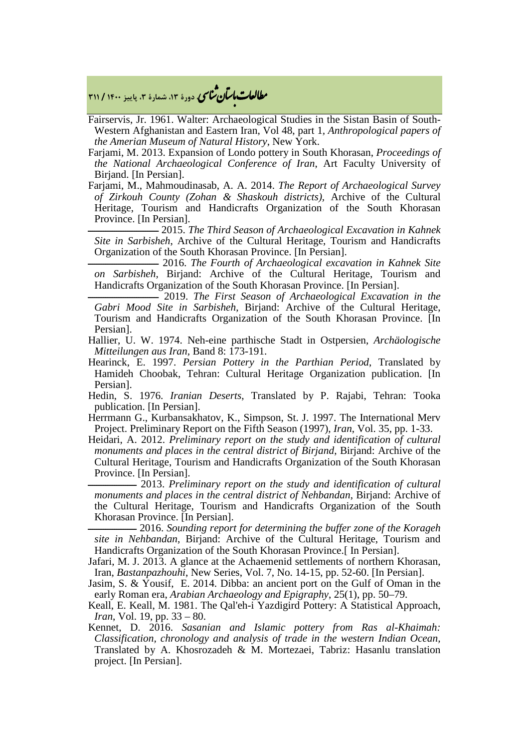Fairservis, Jr. 1961. Walter: Archaeological Studies in the Sistan Basin of South-Western Afghanistan and Eastern Iran, Vol 48, part 1, *Anthropological papers of the Amerian Museum of Natural History*, New York.

Farjami, M. 2013. Expansion of Londo pottery in South Khorasan, *Proceedings of the National Archaeological Conference of Iran*, Art Faculty University of Birjand. [In Persian].

Farjami, M., Mahmoudinasab, A. A. 2014. *The Report of Archaeological Survey of Zirkouh County (Zohan & Shaskouh districts)*, Archive of the Cultural Heritage, Tourism and Handicrafts Organization of the South Khorasan Province. [In Persian].

———————— 2015. *The Third Season of Archaeological Excavation in Kahnek Site in Sarbisheh*, Archive of the Cultural Heritage, Tourism and Handicrafts Organization of the South Khorasan Province. [In Persian].

———————— 2016. *The Fourth of Archaeological excavation in Kahnek Site on Sarbisheh*, Birjand: Archive of the Cultural Heritage, Tourism and Handicrafts Organization of the South Khorasan Province. [In Persian].

———————— 2019. *The First Season of Archaeological Excavation in the Gabri Mood Site in Sarbisheh*, Birjand: Archive of the Cultural Heritage, Tourism and Handicrafts Organization of the South Khorasan Province. [In Persian].

Hallier, U. W. 1974. Neh-eine parthische Stadt in Ostpersien, *Archäologische Mitteilungen aus Iran*, Band 8: 173-191.

Hearinck, E. 1997. *Persian Pottery in the Parthian Period*, Translated by Hamideh Choobak, Tehran: Cultural Heritage Organization publication. [In Persian].

Hedin, S. 1976. *Iranian Deserts*, Translated by P. Rajabi, Tehran: Tooka publication. [In Persian].

Herrmann G., Kurbansakhatov, K., Simpson, St. J. 1997. The International Merv Project. Preliminary Report on the Fifth Season (1997), *Iran*, Vol. 35, pp. 1-33.

Heidari, A. 2012. *Preliminary report on the study and identification of cultural monuments and places in the central district of Birjand*, Birjand: Archive of the Cultural Heritage, Tourism and Handicrafts Organization of the South Khorasan Province. [In Persian].

————— 2013. *Preliminary report on the study and identification of cultural monuments and places in the central district of Nehbandan*, Birjand: Archive of the Cultural Heritage, Tourism and Handicrafts Organization of the South Khorasan Province. [In Persian].

————— 2016. *Sounding report for determining the buffer zone of the Korageh site in Nehbandan*, Birjand: Archive of the Cultural Heritage, Tourism and Handicrafts Organization of the South Khorasan Province.[ In Persian].

Jafari, M. J. 2013. A glance at the Achaemenid settlements of northern Khorasan, Iran, *Bastanpazhouhi*, New Series, Vol. 7, No. 14-15, pp. 52-60. [In Persian].

Jasim, S. & Yousif, E. 2014. Dibba: an ancient port on the Gulf of Oman in the early Roman era, *Arabian Archaeology and Epigraphy*, 25(1), pp. 50–79.

Keall, E. Keall, M. 1981. The Qal'eh-i Yazdigird Pottery: A Statistical Approach, *Iran*, Vol. 19, pp. 33 – 80.

Kennet, D. 2016. *Sasanian and Islamic pottery from Ras al-Khaimah: Classification, chronology and analysis of trade in the western Indian Ocean*, Translated by A. Khosrozadeh & M. Mortezaei, Tabriz: Hasanlu translation project. [In Persian].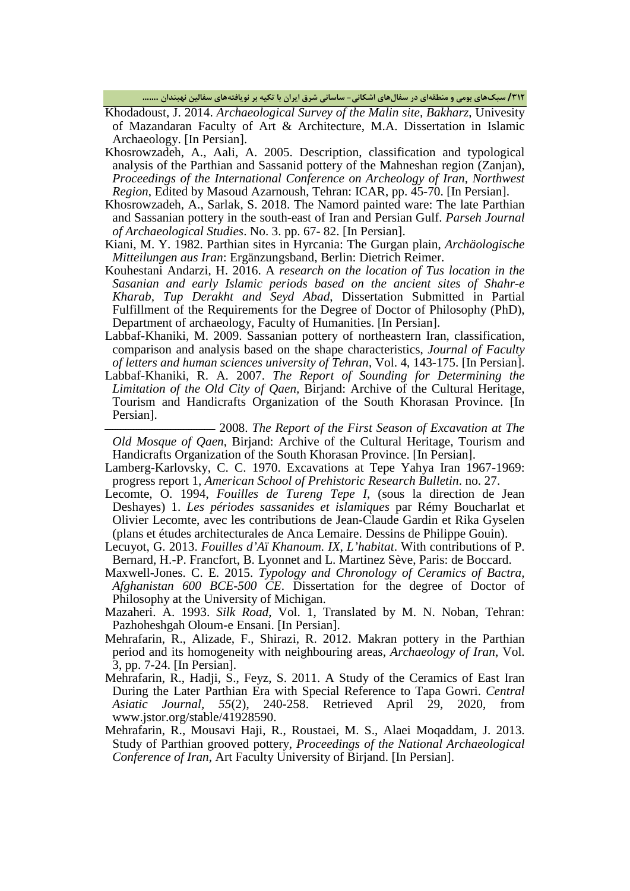Khodadoust, J. 2014. *Archaeological Survey of the Malin site, Bakharz*, Univesity of Mazandaran Faculty of Art & Architecture, M.A. Dissertation in Islamic Archaeology. [In Persian].

Khosrowzadeh, A., Aali, A. 2005. Description, classification and typological analysis of the Parthian and Sassanid pottery of the Mahneshan region (Zanjan), *Proceedings of the International Conference on Archeology of Iran, Northwest Region*, Edited by Masoud Azarnoush, Tehran: ICAR, pp. 45-70. [In Persian].

Khosrowzadeh, A., Sarlak, S. 2018. The Namord painted ware: The late Parthian and Sassanian pottery in the south-east of Iran and Persian Gulf. *Parseh Journal of Archaeological Studies*. No. 3. pp. 67- 82. [In Persian].

Kiani, M. Y. 1982. Parthian sites in Hyrcania: The Gurgan plain, *Archäologische Mitteilungen aus Iran*: Ergänzungsband, Berlin: Dietrich Reimer.

Kouhestani Andarzi, H. 2016. A *research on the location of Tus location in the Sasanian and early Islamic periods based on the ancient sites of Shahr-e Kharab, Tup Derakht and Seyd Abad*, Dissertation Submitted in Partial Fulfillment of the Requirements for the Degree of Doctor of Philosophy (PhD), Department of archaeology, Faculty of Humanities. [In Persian].

Labbaf-Khaniki, M. 2009. Sassanian pottery of northeastern Iran, classification, comparison and analysis based on the shape characteristics, *Journal of Faculty of letters and human sciences university of Tehran*, Vol. 4, 143-175. [In Persian].

Labbaf-Khaniki, R. A. 2007. *The Report of Sounding for Determining the Limitation of the Old City of Qaen*, Birjand: Archive of the Cultural Heritage, Tourism and Handicrafts Organization of the South Khorasan Province. [In Persian].

——————— 2008. *The Report of the First Season of Excavation at The Old Mosque of Qaen*, Birjand: Archive of the Cultural Heritage, Tourism and Handicrafts Organization of the South Khorasan Province. [In Persian].

Lamberg-Karlovsky, C. C. 1970. Excavations at Tepe Yahya Iran 1967-1969: progress report 1, *American School of Prehistoric Research Bulletin*. no. 27.

Lecomte, O. 1994, *Fouilles de Tureng Tepe I*, (sous la direction de Jean Deshayes) 1. *Les périodes sassanides et islamiques* par Rémy Boucharlat et Olivier Lecomte, avec les contributions de Jean-Claude Gardin et Rika Gyselen (plans et études architecturales de Anca Lemaire. Dessins de Philippe Gouin).

Lecuyot, G. 2013. *Fouilles d'Aï Khanoum. IX, L'habitat*. With contributions of P. Bernard, H.-P. Francfort, B. Lyonnet and L. Martinez Sève, Paris: de Boccard.

Maxwell-Jones. C. E. 2015. *Typology and Chronology of Ceramics of Bactra, Afghanistan 600 BCE-500 CE*. Dissertation for the degree of Doctor of Philosophy at the University of Michigan.

Mazaheri. A. 1993. *Silk Road*, Vol. 1, Translated by M. N. Noban, Tehran: Pazhoheshgah Oloum-e Ensani. [In Persian].

Mehrafarin, R., Alizade, F., Shirazi, R. 2012. Makran pottery in the Parthian period and its homogeneity with neighbouring areas, *Archaeology of Iran*, Vol. 3, pp. 7-24. [In Persian].

Mehrafarin, R., Hadji, S., Feyz, S. 2011. A Study of the Ceramics of East Iran During the Later Parthian Era with Special Reference to Tapa Gowri. *Central Asiatic Journal*, *55*(2), 240-258. Retrieved April 29, 2020, from www.jstor.org/stable/41928590.

Mehrafarin, R., Mousavi Haji, R., Roustaei, M. S., Alaei Moqaddam, J. 2013. Study of Parthian grooved pottery, *Proceedings of the National Archaeological Conference of Iran*, Art Faculty University of Birjand. [In Persian].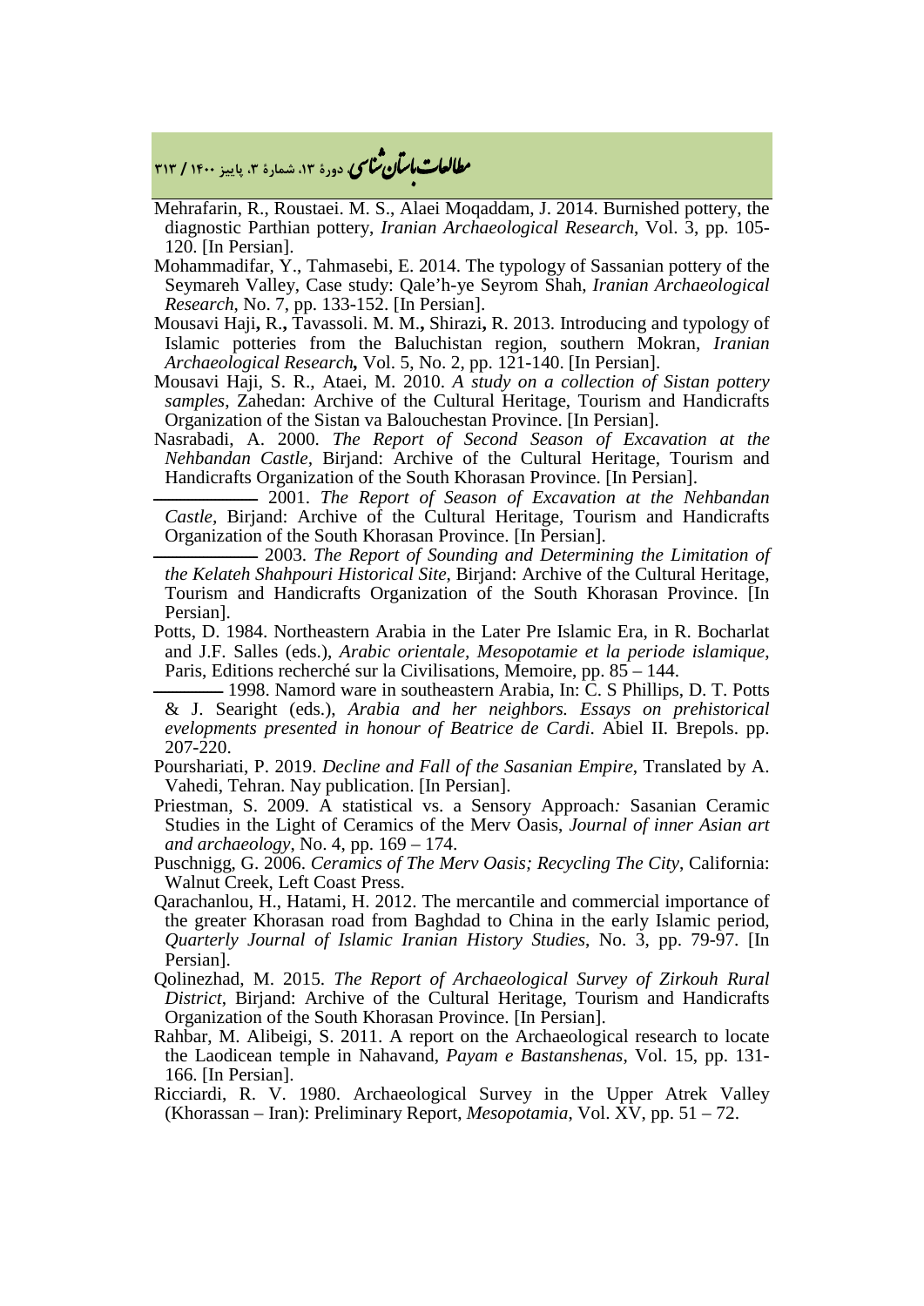Mehrafarin, R., Roustaei. M. S., Alaei Moqaddam, J. 2014. Burnished pottery, the diagnostic Parthian pottery, *Iranian Archaeological Research*, Vol. 3, pp. 105-120. [In Persian].

Mohammadifar, Y., Tahmasebi, E. 2014. The typology of Sassanian pottery of the Seymareh Valley, Case study: Qale'h-ye Seyrom Shah, *Iranian Archaeological Research*, No. 7, pp. 133-152. [In Persian].

Mousavi Haji**,** R.**,** Tavassoli. M. M.**,** Shirazi**,** R. 2013. Introducing and typology of Islamic potteries from the Baluchistan region, southern Mokran, *Iranian Archaeological Research***,** Vol. 5, No. 2, pp. 121-140. [In Persian].

Mousavi Haji, S. R., Ataei, M. 2010. *A study on a collection of Sistan pottery samples*, Zahedan: Archive of the Cultural Heritage, Tourism and Handicrafts Organization of the Sistan va Balouchestan Province. [In Persian].

Nasrabadi, A. 2000. *The Report of Second Season of Excavation at the Nehbandan Castle*, Birjand: Archive of the Cultural Heritage, Tourism and Handicrafts Organization of the South Khorasan Province. [In Persian].

———— 2001. *The Report of Season of Excavation at the Nehbandan Castle*, Birjand: Archive of the Cultural Heritage, Tourism and Handicrafts Organization of the South Khorasan Province. [In Persian].

———— 2003. *The Report of Sounding and Determining the Limitation of the Kelateh Shahpouri Historical Site*, Birjand: Archive of the Cultural Heritage, Tourism and Handicrafts Organization of the South Khorasan Province. [In Persian].

Potts, D. 1984. Northeastern Arabia in the Later Pre Islamic Era, in R. Bocharlat and J.F. Salles (eds.), *Arabic orientale, Mesopotamie et la periode islamique*, Paris, Editions recherché sur la Civilisations, Memoire, pp. 85 – 144.

———— 1998. Namord ware in southeastern Arabia, In: C. S Phillips, D. T. Potts & J. Searight (eds.), *Arabia and her neighbors. Essays on prehistorical evelopments presented in honour of Beatrice de Cardi*. Abiel II. Brepols. pp. 207-220.

Pourshariati, P. 2019. *Decline and Fall of the Sasanian Empire*, Translated by A. Vahedi, Tehran. Nay publication. [In Persian].

Priestman, S. 2009. A statistical vs. a Sensory Approach*:* Sasanian Ceramic Studies in the Light of Ceramics of the Merv Oasis, *Journal of inner Asian art and archaeology*, No. 4, pp. 169 – 174.

Puschnigg, G. 2006. *Ceramics of The Merv Oasis; Recycling The City*, California: Walnut Creek, Left Coast Press.

Qarachanlou, H., Hatami, H. 2012. The mercantile and commercial importance of the greater Khorasan road from Baghdad to China in the early Islamic period, *Quarterly Journal of Islamic Iranian History Studies*, No. 3, pp. 79-97. [In Persian].

Qolinezhad, M. 2015. *The Report of Archaeological Survey of Zirkouh Rural District*, Birjand: Archive of the Cultural Heritage, Tourism and Handicrafts Organization of the South Khorasan Province. [In Persian].

Rahbar, M. Alibeigi, S. 2011. A report on the Archaeological research to locate the Laodicean temple in Nahavand, *Payam e Bastanshenas*, Vol. 15, pp. 131-166. [In Persian].

Ricciardi, R. V. 1980. Archaeological Survey in the Upper Atrek Valley (Khorassan – Iran): Preliminary Report, *Mesopotamia*, Vol. XV, pp. 51 – 72.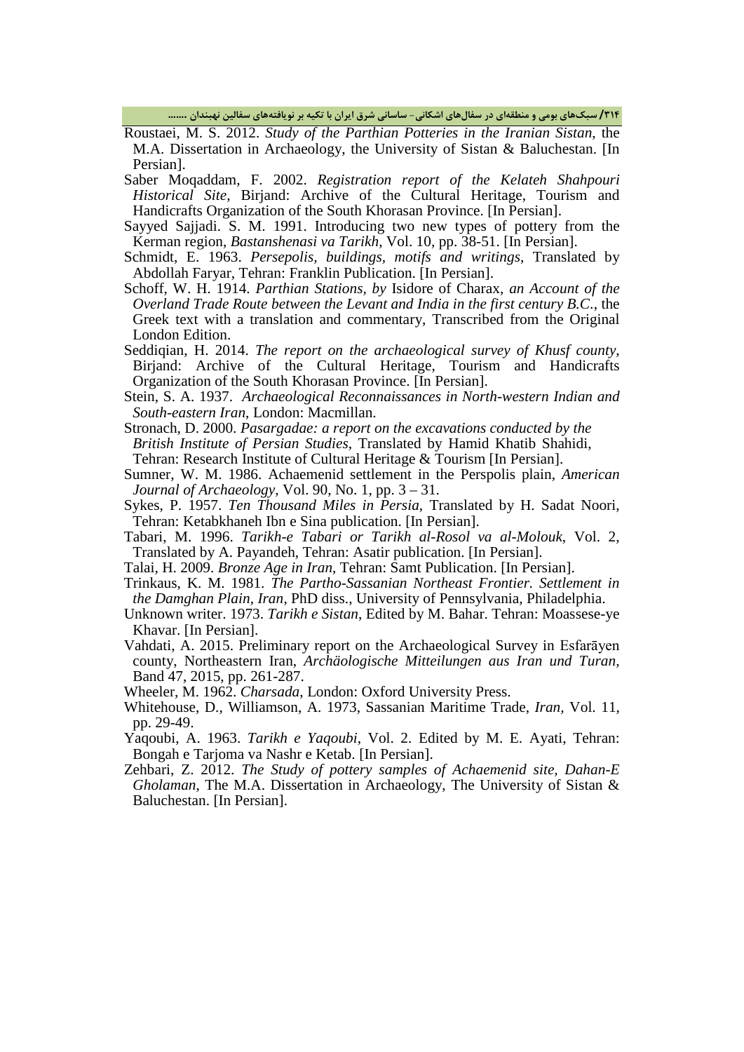Roustaei, M. S. 2012. *Study of the Parthian Potteries in the Iranian Sistan*, the M.A. Dissertation in Archaeology, the University of Sistan & Baluchestan. [In Persian].

Saber Moqaddam, F. 2002. *Registration report of the Kelateh Shahpouri Historical Site,* Birjand: Archive of the Cultural Heritage, Tourism and Handicrafts Organization of the South Khorasan Province. [In Persian].

Sayyed Sajjadi. S. M. 1991. Introducing two new types of pottery from the Kerman region, *Bastanshenasi va Tarikh*, Vol. 10, pp. 38-51. [In Persian].

Schmidt, E. 1963. *Persepolis, buildings, motifs and writings*, Translated by Abdollah Faryar, Tehran: Franklin Publication. [In Persian].

Schoff, W. H. 1914. *Parthian Stations, by* Isidore of Charax, *an Account of the Overland Trade Route between the Levant and India in the first century B.C.*, the Greek text with a translation and commentary, Transcribed from the Original London Edition.

Seddiqian, H. 2014. *The report on the archaeological survey of Khusf county*, Birjand: Archive of the Cultural Heritage, Tourism and Handicrafts Organization of the South Khorasan Province. [In Persian].

Stein, S. A. 1937. *Archaeological Reconnaissances in North-western Indian and South-eastern Iran*, London: Macmillan.

Stronach, D. 2000. *Pasargadae: a report on the excavations conducted by the British Institute of Persian Studies*, Translated by Hamid Khatib Shahidi, Tehran: Research Institute of Cultural Heritage & Tourism [In Persian].

Sumner, W. M. 1986. Achaemenid settlement in the Perspolis plain, *American Journal of Archaeology*, Vol. 90, No. 1, pp. 3 – 31.

Sykes, P. 1957. *Ten Thousand Miles in Persia*, Translated by H. Sadat Noori, Tehran: Ketabkhaneh Ibn e Sina publication. [In Persian].

Tabari, M. 1996. *Tarikh-e Tabari or Tarikh al-Rosol va al-Molouk*, Vol. 2, Translated by A. Payandeh, Tehran: Asatir publication. [In Persian].

Talai, H. 2009. *Bronze Age in Iran*, Tehran: Samt Publication. [In Persian].

Trinkaus, K. M. 1981. *The Partho-Sassanian Northeast Frontier. Settlement in the Damghan Plain*, *Iran*, PhD diss., University of Pennsylvania, Philadelphia.

Unknown writer. 1973. *Tarikh e Sistan*, Edited by M. Bahar. Tehran: Moassese-ye Khavar. [In Persian].

Vahdati, A. 2015. Preliminary report on the Archaeological Survey in Esfarāyen county, Northeastern Iran, *Archäologische Mitteilungen aus Iran und Turan,* Band 47, 2015, pp. 261-287.

Wheeler, M. 1962. *Charsada*, London: Oxford University Press.

Whitehouse, D., Williamson, A. 1973, Sassanian Maritime Trade, *Iran*, Vol. 11, pp. 29-49.

Yaqoubi, A. 1963. *Tarikh e Yaqoubi*, Vol. 2. Edited by M. E. Ayati, Tehran: Bongah e Tarjoma va Nashr e Ketab. [In Persian].

Zehbari, Z. 2012. *The Study of pottery samples of Achaemenid site, Dahan-E Gholaman*, The M.A. Dissertation in Archaeology, The University of Sistan & Baluchestan. [In Persian].